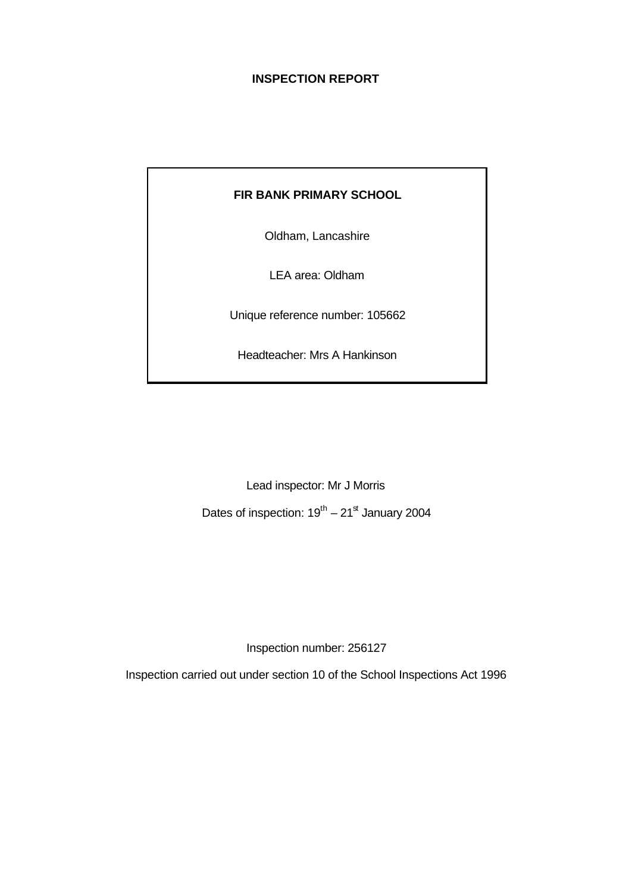# INSPECTION REPORT

**FIR BANK PRIMARY SCHOOL**

Oldham, Lancashire

LEA area: Oldham

Unique reference number: 105662

Headteacher: Mrs A Hankinson

Lead inspector: Mr J Morris

Dates of inspection: 19th – 21st January 2004

Inspection number: 256127

Inspection carried out under section 10 of the School Inspections Act 1996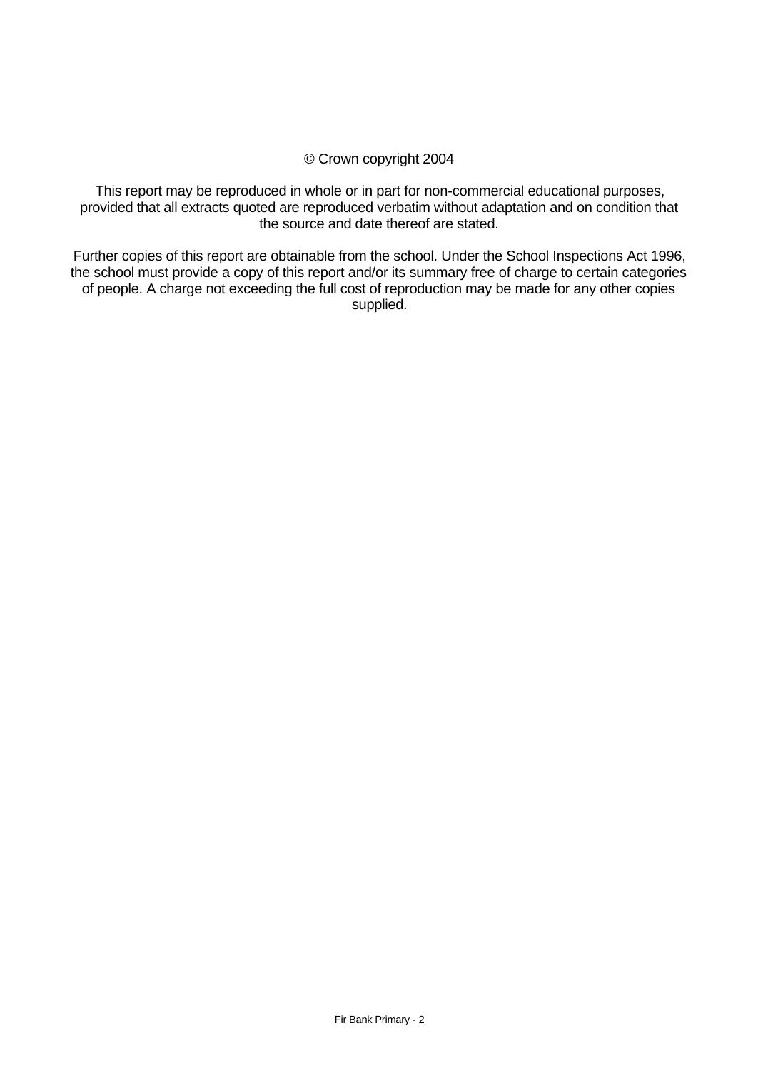© Crown copyright 2004

This report may be reproduced in whole or in part for non-commercial educational purposes, provided that all extracts quoted are reproduced verbatim without adaptation and on condition that the source and date thereof are stated.

Further copies of this report are obtainable from the school. Under the School Inspections Act 1996, the school must provide a copy of this report and/or its summary free of charge to certain categories of people. A charge not exceeding the full cost of reproduction may be made for any other copies supplied.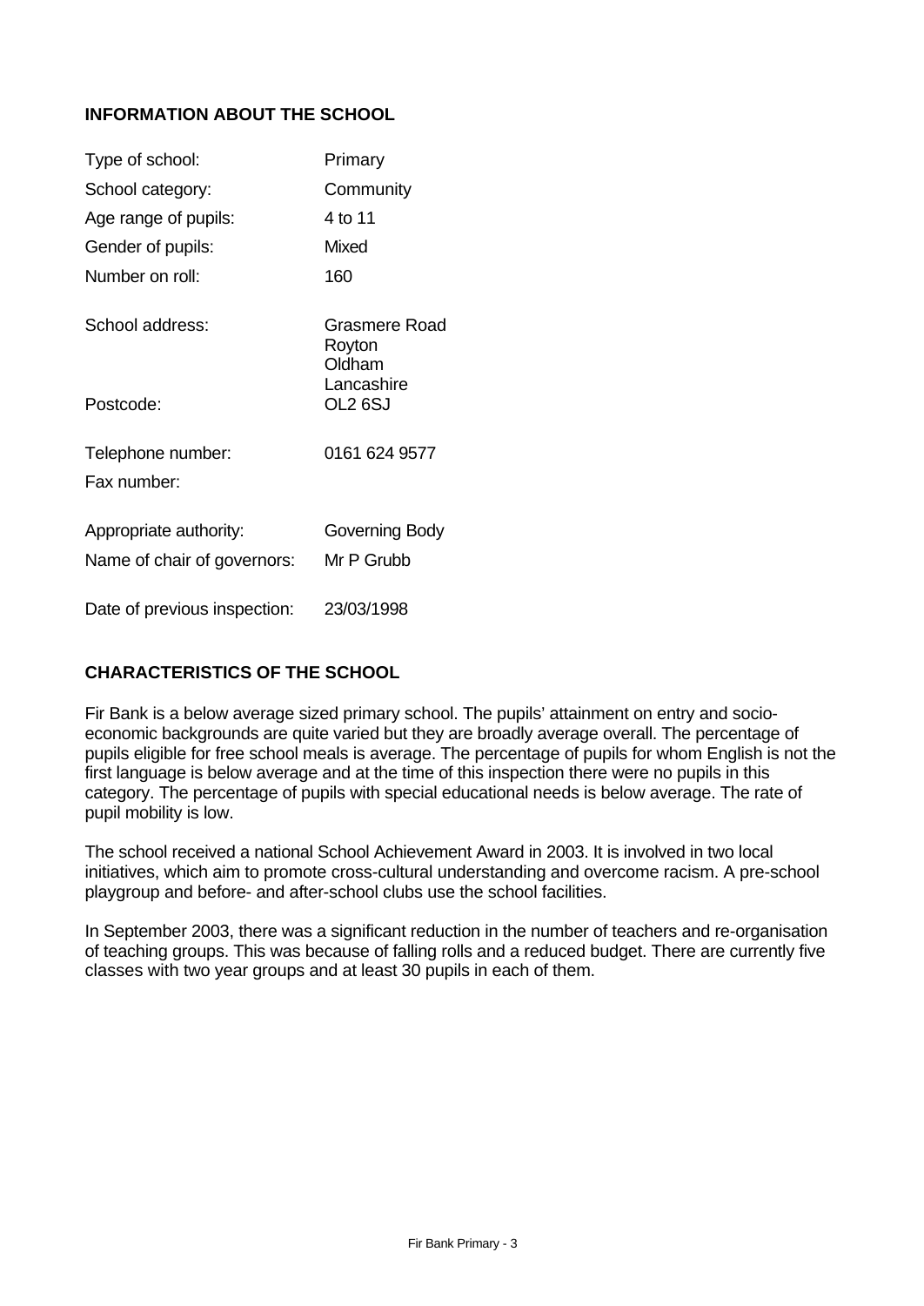## INFORMATION ABOUT THE SCHOOL

| | |
|---|---|
| Type of school: | Primary |
| School category: | Community |
| Age range of pupils: | 4 to 11 |
| Gender of pupils: | Mixed |
| Number on roll: | 160 |
| School address: | Grasmere Road<br>Royton<br>Oldham<br>Lancashire |
| Postcode: | OL2 6SJ |
| Telephone number: | 0161 624 9577 |
| Fax number: | |
| Appropriate authority: | Governing Body |
| Name of chair of governors: | Mr P Grubb |
| Date of previous inspection: | 23/03/1998 |

## CHARACTERISTICS OF THE SCHOOL

Fir Bank is a below average sized primary school. The pupils' attainment on entry and socio-economic backgrounds are quite varied but they are broadly average overall. The percentage of pupils eligible for free school meals is average. The percentage of pupils for whom English is not the first language is below average and at the time of this inspection there were no pupils in this category. The percentage of pupils with special educational needs is below average. The rate of pupil mobility is low.

The school received a national School Achievement Award in 2003. It is involved in two local initiatives, which aim to promote cross-cultural understanding and overcome racism. A pre-school playgroup and before- and after-school clubs use the school facilities.

In September 2003, there was a significant reduction in the number of teachers and re-organisation of teaching groups. This was because of falling rolls and a reduced budget. There are currently five classes with two year groups and at least 30 pupils in each of them.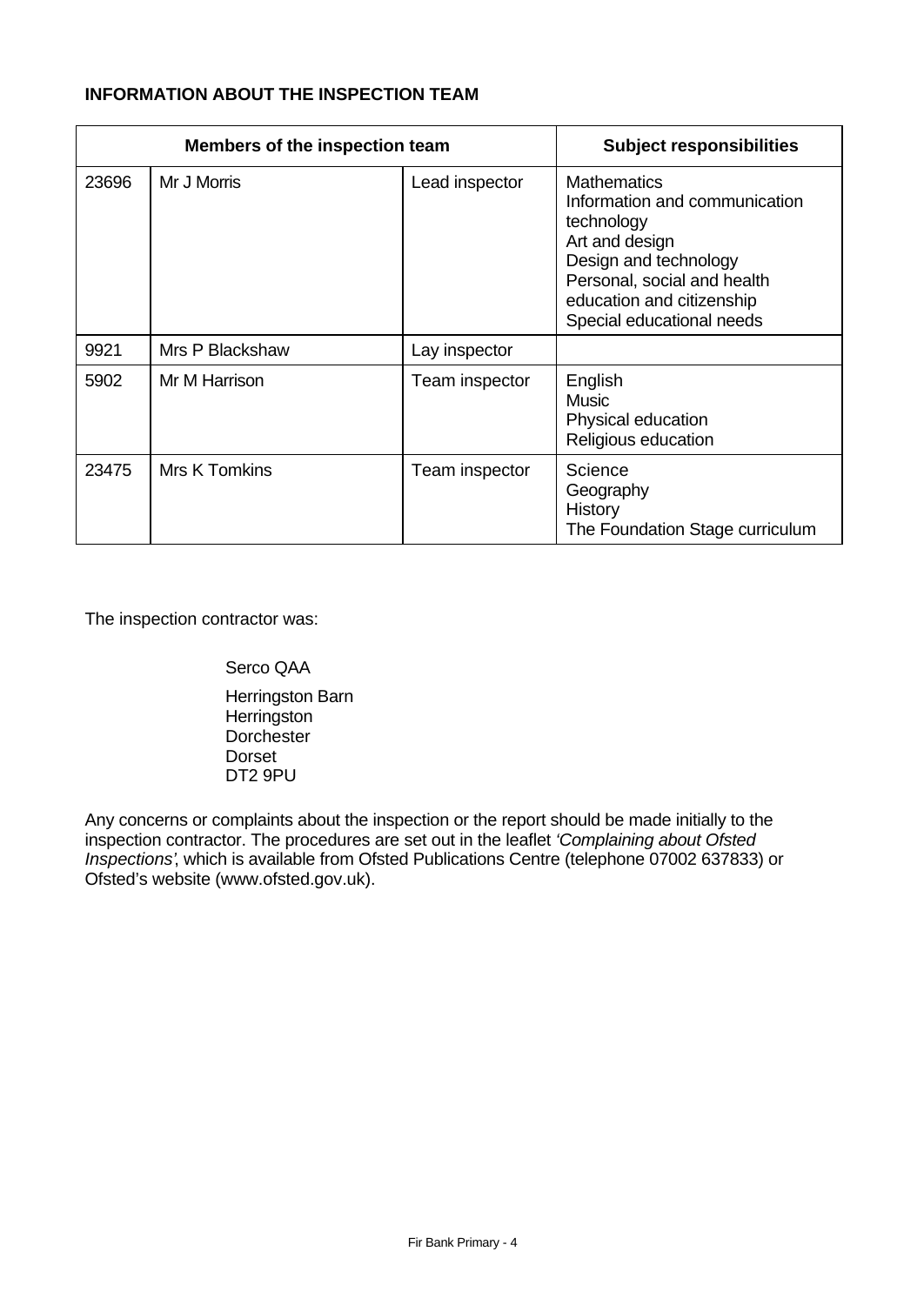**INFORMATION ABOUT THE INSPECTION TEAM**

| Members of the inspection team | | | Subject responsibilities |
|---|---|---|---|
| 23696 | Mr J Morris | Lead inspector | Mathematics<br>Information and communication technology<br>Art and design<br>Design and technology<br>Personal, social and health education and citizenship<br>Special educational needs |
| 9921 | Mrs P Blackshaw | Lay inspector | |
| 5902 | Mr M Harrison | Team inspector | English<br>Music<br>Physical education<br>Religious education |
| 23475 | Mrs K Tomkins | Team inspector | Science<br>Geography<br>History<br>The Foundation Stage curriculum |

The inspection contractor was:

Serco QAA

Herringston Barn
Herringston
Dorchester
Dorset
DT2 9PU

Any concerns or complaints about the inspection or the report should be made initially to the inspection contractor. The procedures are set out in the leaflet *'Complaining about Ofsted Inspections'*, which is available from Ofsted Publications Centre (telephone 07002 637833) or Ofsted's website (www.ofsted.gov.uk).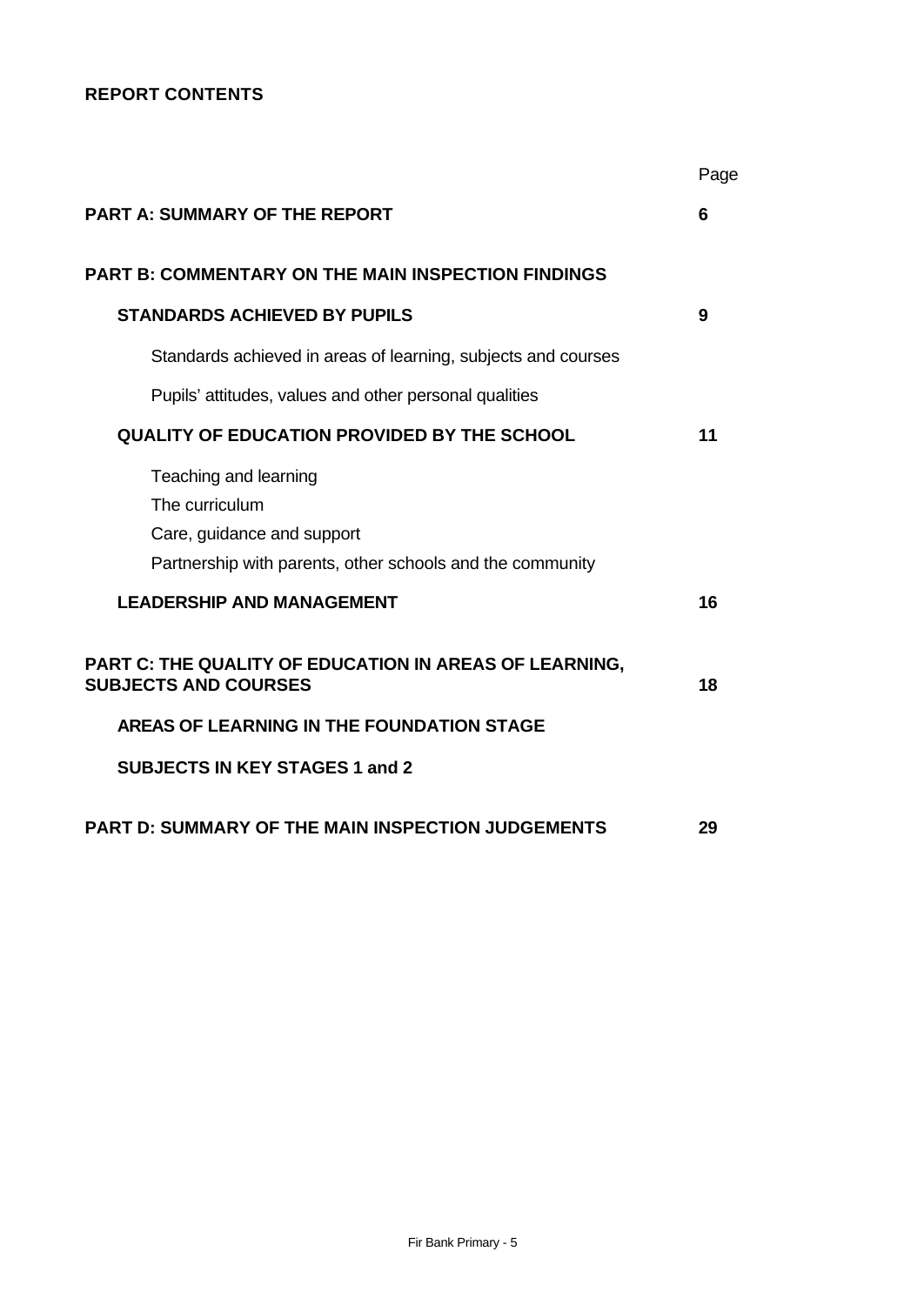**REPORT CONTENTS**

| | Page |
|---|---|
| **PART A: SUMMARY OF THE REPORT** | **6** |
| **PART B: COMMENTARY ON THE MAIN INSPECTION FINDINGS** | |
| **STANDARDS ACHIEVED BY PUPILS** | **9** |
| Standards achieved in areas of learning, subjects and courses | |
| Pupils' attitudes, values and other personal qualities | |
| **QUALITY OF EDUCATION PROVIDED BY THE SCHOOL** | **11** |
| Teaching and learning | |
| The curriculum | |
| Care, guidance and support | |
| Partnership with parents, other schools and the community | |
| **LEADERSHIP AND MANAGEMENT** | **16** |
| **PART C: THE QUALITY OF EDUCATION IN AREAS OF LEARNING, SUBJECTS AND COURSES** | **18** |
| **AREAS OF LEARNING IN THE FOUNDATION STAGE** | |
| **SUBJECTS IN KEY STAGES 1 and 2** | |
| **PART D: SUMMARY OF THE MAIN INSPECTION JUDGEMENTS** | **29** |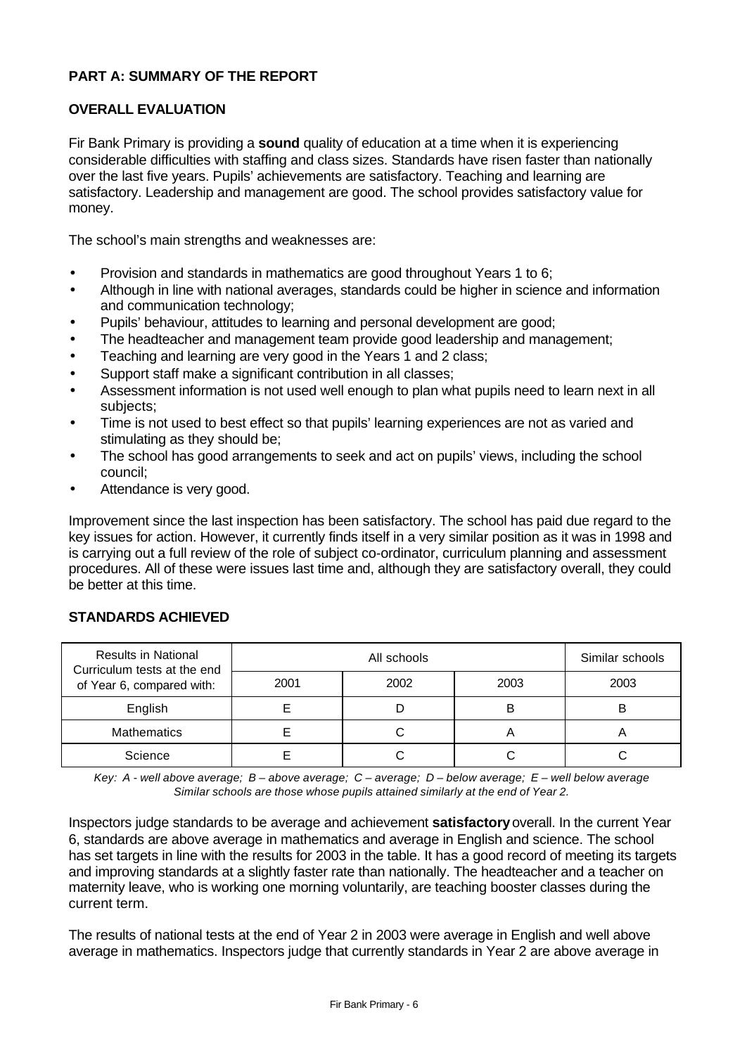## PART A: SUMMARY OF THE REPORT

### OVERALL EVALUATION

Fir Bank Primary is providing a **sound** quality of education at a time when it is experiencing considerable difficulties with staffing and class sizes. Standards have risen faster than nationally over the last five years. Pupils' achievements are satisfactory. Teaching and learning are satisfactory. Leadership and management are good. The school provides satisfactory value for money.

The school's main strengths and weaknesses are:

- Provision and standards in mathematics are good throughout Years 1 to 6;
- Although in line with national averages, standards could be higher in science and information and communication technology;
- Pupils' behaviour, attitudes to learning and personal development are good;
- The headteacher and management team provide good leadership and management;
- Teaching and learning are very good in the Years 1 and 2 class;
- Support staff make a significant contribution in all classes;
- Assessment information is not used well enough to plan what pupils need to learn next in all subjects;
- Time is not used to best effect so that pupils' learning experiences are not as varied and stimulating as they should be;
- The school has good arrangements to seek and act on pupils' views, including the school council;
- Attendance is very good.

Improvement since the last inspection has been satisfactory. The school has paid due regard to the key issues for action. However, it currently finds itself in a very similar position as it was in 1998 and is carrying out a full review of the role of subject co-ordinator, curriculum planning and assessment procedures. All of these were issues last time and, although they are satisfactory overall, they could be better at this time.

### STANDARDS ACHIEVED

| Results in National Curriculum tests at the end of Year 6, compared with: | All schools | | | Similar schools |
|---|---|---|---|---|
| | 2001 | 2002 | 2003 | 2003 |
| English | E | D | B | B |
| Mathematics | E | C | A | A |
| Science | E | C | C | C |

*Key: A - well above average; B – above average; C – average; D – below average; E – well below average*
*Similar schools are those whose pupils attained similarly at the end of Year 2.*

Inspectors judge standards to be average and achievement **satisfactory** overall. In the current Year 6, standards are above average in mathematics and average in English and science. The school has set targets in line with the results for 2003 in the table. It has a good record of meeting its targets and improving standards at a slightly faster rate than nationally. The headteacher and a teacher on maternity leave, who is working one morning voluntarily, are teaching booster classes during the current term.

The results of national tests at the end of Year 2 in 2003 were average in English and well above average in mathematics. Inspectors judge that currently standards in Year 2 are above average in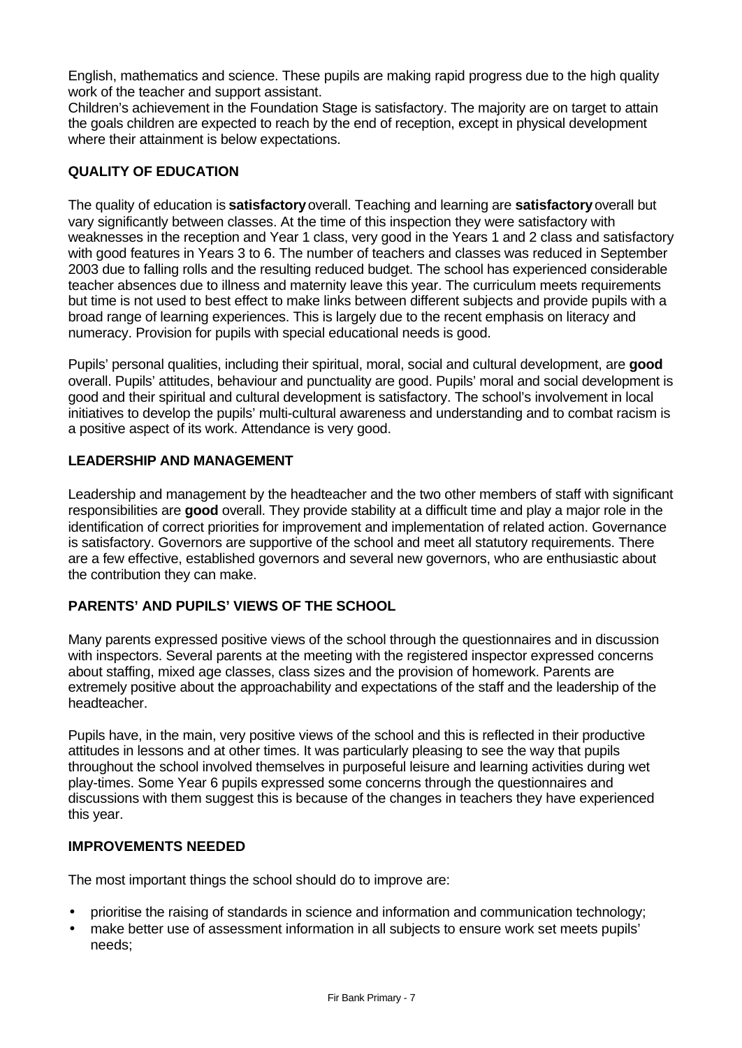English, mathematics and science. These pupils are making rapid progress due to the high quality work of the teacher and support assistant.
Children's achievement in the Foundation Stage is satisfactory. The majority are on target to attain the goals children are expected to reach by the end of reception, except in physical development where their attainment is below expectations.

## QUALITY OF EDUCATION

The quality of education is **satisfactory** overall. Teaching and learning are **satisfactory** overall but vary significantly between classes. At the time of this inspection they were satisfactory with weaknesses in the reception and Year 1 class, very good in the Years 1 and 2 class and satisfactory with good features in Years 3 to 6. The number of teachers and classes was reduced in September 2003 due to falling rolls and the resulting reduced budget. The school has experienced considerable teacher absences due to illness and maternity leave this year. The curriculum meets requirements but time is not used to best effect to make links between different subjects and provide pupils with a broad range of learning experiences. This is largely due to the recent emphasis on literacy and numeracy. Provision for pupils with special educational needs is good.

Pupils' personal qualities, including their spiritual, moral, social and cultural development, are **good** overall. Pupils' attitudes, behaviour and punctuality are good. Pupils' moral and social development is good and their spiritual and cultural development is satisfactory. The school's involvement in local initiatives to develop the pupils' multi-cultural awareness and understanding and to combat racism is a positive aspect of its work. Attendance is very good.

## LEADERSHIP AND MANAGEMENT

Leadership and management by the headteacher and the two other members of staff with significant responsibilities are **good** overall. They provide stability at a difficult time and play a major role in the identification of correct priorities for improvement and implementation of related action. Governance is satisfactory. Governors are supportive of the school and meet all statutory requirements. There are a few effective, established governors and several new governors, who are enthusiastic about the contribution they can make.

## PARENTS' AND PUPILS' VIEWS OF THE SCHOOL

Many parents expressed positive views of the school through the questionnaires and in discussion with inspectors. Several parents at the meeting with the registered inspector expressed concerns about staffing, mixed age classes, class sizes and the provision of homework. Parents are extremely positive about the approachability and expectations of the staff and the leadership of the headteacher.

Pupils have, in the main, very positive views of the school and this is reflected in their productive attitudes in lessons and at other times. It was particularly pleasing to see the way that pupils throughout the school involved themselves in purposeful leisure and learning activities during wet play-times. Some Year 6 pupils expressed some concerns through the questionnaires and discussions with them suggest this is because of the changes in teachers they have experienced this year.

## IMPROVEMENTS NEEDED

The most important things the school should do to improve are:

- prioritise the raising of standards in science and information and communication technology;
- make better use of assessment information in all subjects to ensure work set meets pupils' needs;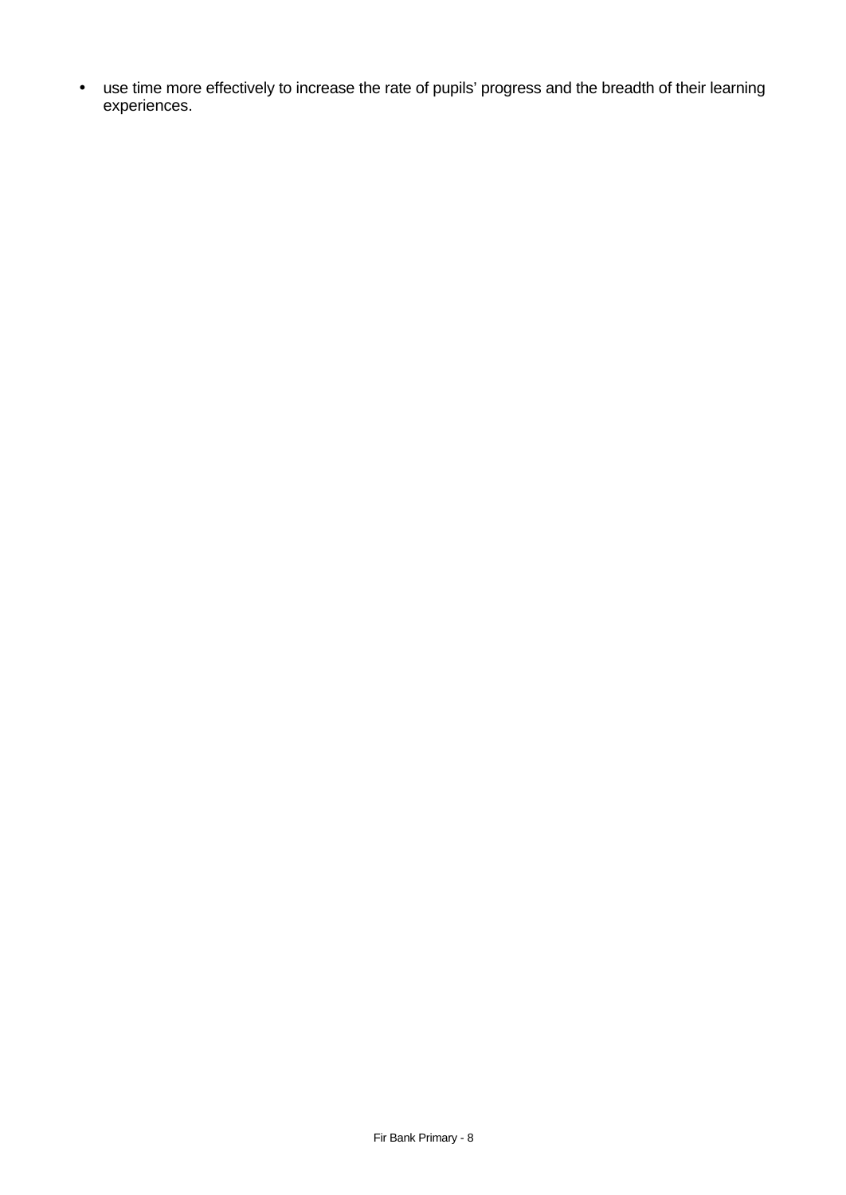- use time more effectively to increase the rate of pupils' progress and the breadth of their learning experiences.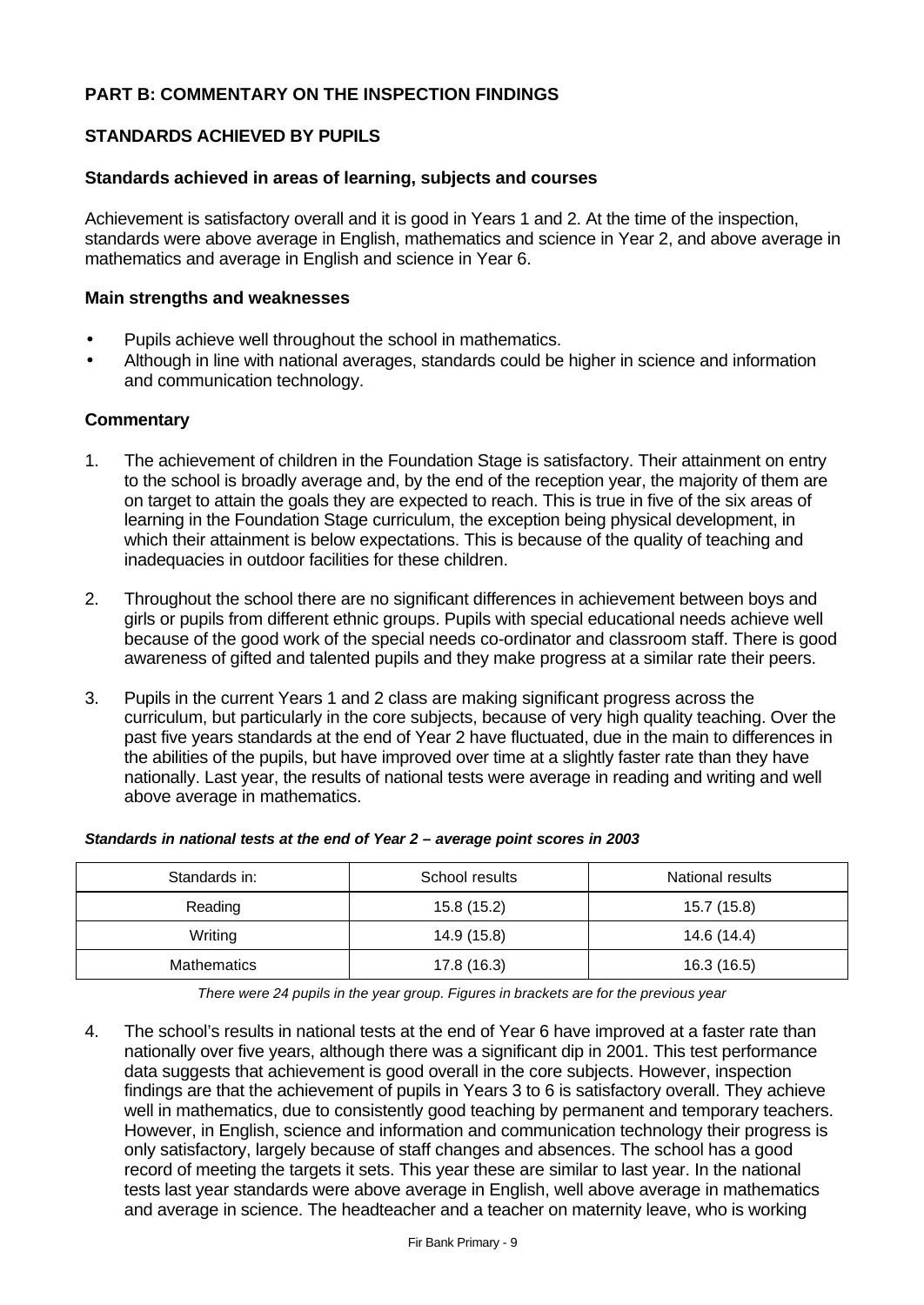## PART B: COMMENTARY ON THE INSPECTION FINDINGS

### STANDARDS ACHIEVED BY PUPILS

#### Standards achieved in areas of learning, subjects and courses

Achievement is satisfactory overall and it is good in Years 1 and 2. At the time of the inspection, standards were above average in English, mathematics and science in Year 2, and above average in mathematics and average in English and science in Year 6.

#### Main strengths and weaknesses

- Pupils achieve well throughout the school in mathematics.
- Although in line with national averages, standards could be higher in science and information and communication technology.

#### Commentary

1. The achievement of children in the Foundation Stage is satisfactory. Their attainment on entry to the school is broadly average and, by the end of the reception year, the majority of them are on target to attain the goals they are expected to reach. This is true in five of the six areas of learning in the Foundation Stage curriculum, the exception being physical development, in which their attainment is below expectations. This is because of the quality of teaching and inadequacies in outdoor facilities for these children.

2. Throughout the school there are no significant differences in achievement between boys and girls or pupils from different ethnic groups. Pupils with special educational needs achieve well because of the good work of the special needs co-ordinator and classroom staff. There is good awareness of gifted and talented pupils and they make progress at a similar rate their peers.

3. Pupils in the current Years 1 and 2 class are making significant progress across the curriculum, but particularly in the core subjects, because of very high quality teaching. Over the past five years standards at the end of Year 2 have fluctuated, due in the main to differences in the abilities of the pupils, but have improved over time at a slightly faster rate than they have nationally. Last year, the results of national tests were average in reading and writing and well above average in mathematics.

***Standards in national tests at the end of Year 2 – average point scores in 2003***

| Standards in: | School results | National results |
|---|---|---|
| Reading | 15.8 (15.2) | 15.7 (15.8) |
| Writing | 14.9 (15.8) | 14.6 (14.4) |
| Mathematics | 17.8 (16.3) | 16.3 (16.5) |

*There were 24 pupils in the year group. Figures in brackets are for the previous year*

4. The school's results in national tests at the end of Year 6 have improved at a faster rate than nationally over five years, although there was a significant dip in 2001. This test performance data suggests that achievement is good overall in the core subjects. However, inspection findings are that the achievement of pupils in Years 3 to 6 is satisfactory overall. They achieve well in mathematics, due to consistently good teaching by permanent and temporary teachers. However, in English, science and information and communication technology their progress is only satisfactory, largely because of staff changes and absences. The school has a good record of meeting the targets it sets. This year these are similar to last year. In the national tests last year standards were above average in English, well above average in mathematics and average in science. The headteacher and a teacher on maternity leave, who is working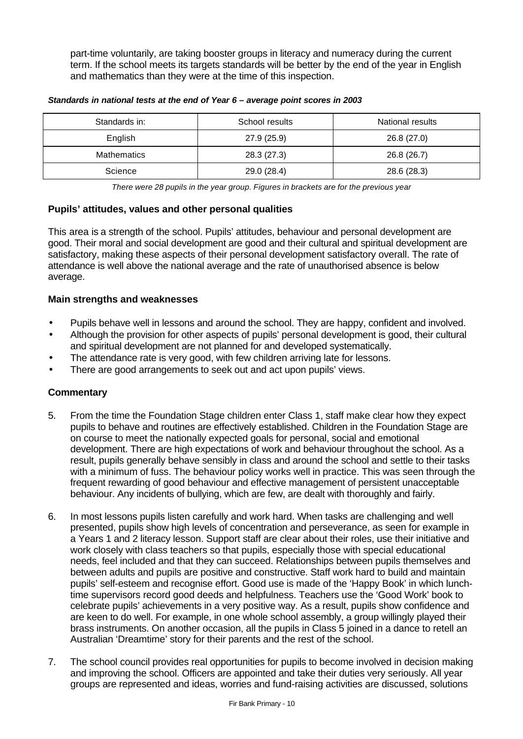part-time voluntarily, are taking booster groups in literacy and numeracy during the current term. If the school meets its targets standards will be better by the end of the year in English and mathematics than they were at the time of this inspection.

***Standards in national tests at the end of Year 6 – average point scores in 2003***

| Standards in: | School results | National results |
|---|---|---|
| English | 27.9 (25.9) | 26.8 (27.0) |
| Mathematics | 28.3 (27.3) | 26.8 (26.7) |
| Science | 29.0 (28.4) | 28.6 (28.3) |

*There were 28 pupils in the year group. Figures in brackets are for the previous year*

### Pupils' attitudes, values and other personal qualities

This area is a strength of the school. Pupils' attitudes, behaviour and personal development are good. Their moral and social development are good and their cultural and spiritual development are satisfactory, making these aspects of their personal development satisfactory overall. The rate of attendance is well above the national average and the rate of unauthorised absence is below average.

### Main strengths and weaknesses

- Pupils behave well in lessons and around the school. They are happy, confident and involved.
- Although the provision for other aspects of pupils' personal development is good, their cultural and spiritual development are not planned for and developed systematically.
- The attendance rate is very good, with few children arriving late for lessons.
- There are good arrangements to seek out and act upon pupils' views.

### Commentary

5. From the time the Foundation Stage children enter Class 1, staff make clear how they expect pupils to behave and routines are effectively established. Children in the Foundation Stage are on course to meet the nationally expected goals for personal, social and emotional development. There are high expectations of work and behaviour throughout the school. As a result, pupils generally behave sensibly in class and around the school and settle to their tasks with a minimum of fuss. The behaviour policy works well in practice. This was seen through the frequent rewarding of good behaviour and effective management of persistent unacceptable behaviour. Any incidents of bullying, which are few, are dealt with thoroughly and fairly.

6. In most lessons pupils listen carefully and work hard. When tasks are challenging and well presented, pupils show high levels of concentration and perseverance, as seen for example in a Years 1 and 2 literacy lesson. Support staff are clear about their roles, use their initiative and work closely with class teachers so that pupils, especially those with special educational needs, feel included and that they can succeed. Relationships between pupils themselves and between adults and pupils are positive and constructive. Staff work hard to build and maintain pupils' self-esteem and recognise effort. Good use is made of the 'Happy Book' in which lunch-time supervisors record good deeds and helpfulness. Teachers use the 'Good Work' book to celebrate pupils' achievements in a very positive way. As a result, pupils show confidence and are keen to do well. For example, in one whole school assembly, a group willingly played their brass instruments. On another occasion, all the pupils in Class 5 joined in a dance to retell an Australian 'Dreamtime' story for their parents and the rest of the school.

7. The school council provides real opportunities for pupils to become involved in decision making and improving the school. Officers are appointed and take their duties very seriously. All year groups are represented and ideas, worries and fund-raising activities are discussed, solutions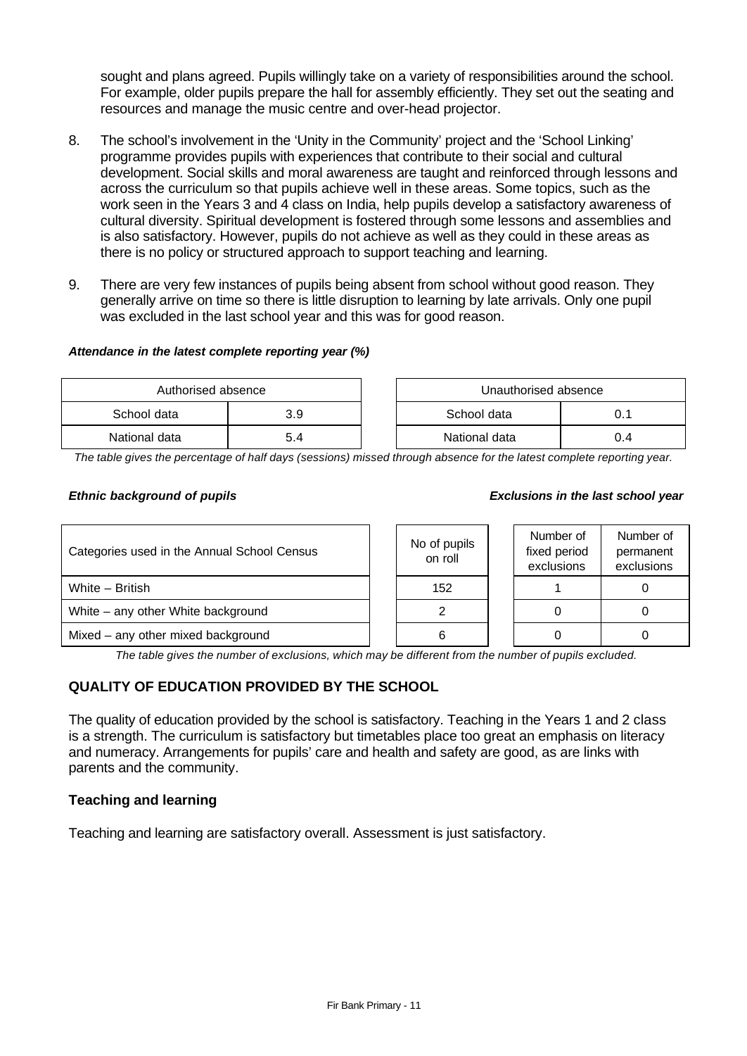sought and plans agreed. Pupils willingly take on a variety of responsibilities around the school. For example, older pupils prepare the hall for assembly efficiently. They set out the seating and resources and manage the music centre and over-head projector.

8. The school's involvement in the 'Unity in the Community' project and the 'School Linking' programme provides pupils with experiences that contribute to their social and cultural development. Social skills and moral awareness are taught and reinforced through lessons and across the curriculum so that pupils achieve well in these areas. Some topics, such as the work seen in the Years 3 and 4 class on India, help pupils develop a satisfactory awareness of cultural diversity. Spiritual development is fostered through some lessons and assemblies and is also satisfactory. However, pupils do not achieve as well as they could in these areas as there is no policy or structured approach to support teaching and learning.

9. There are very few instances of pupils being absent from school without good reason. They generally arrive on time so there is little disruption to learning by late arrivals. Only one pupil was excluded in the last school year and this was for good reason.

***Attendance in the latest complete reporting year (%)***

| Authorised absence | |
|---|---|
| School data | 3.9 |
| National data | 5.4 |

| Unauthorised absence | |
|---|---|
| School data | 0.1 |
| National data | 0.4 |

*The table gives the percentage of half days (sessions) missed through absence for the latest complete reporting year.*

***Ethnic background of pupils*** ***Exclusions in the last school year***

| Categories used in the Annual School Census | No of pupils on roll | Number of fixed period exclusions | Number of permanent exclusions |
|---|---|---|---|
| White – British | 152 | 1 | 0 |
| White – any other White background | 2 | 0 | 0 |
| Mixed – any other mixed background | 6 | 0 | 0 |

*The table gives the number of exclusions, which may be different from the number of pupils excluded.*

## QUALITY OF EDUCATION PROVIDED BY THE SCHOOL

The quality of education provided by the school is satisfactory. Teaching in the Years 1 and 2 class is a strength. The curriculum is satisfactory but timetables place too great an emphasis on literacy and numeracy. Arrangements for pupils' care and health and safety are good, as are links with parents and the community.

### Teaching and learning

Teaching and learning are satisfactory overall. Assessment is just satisfactory.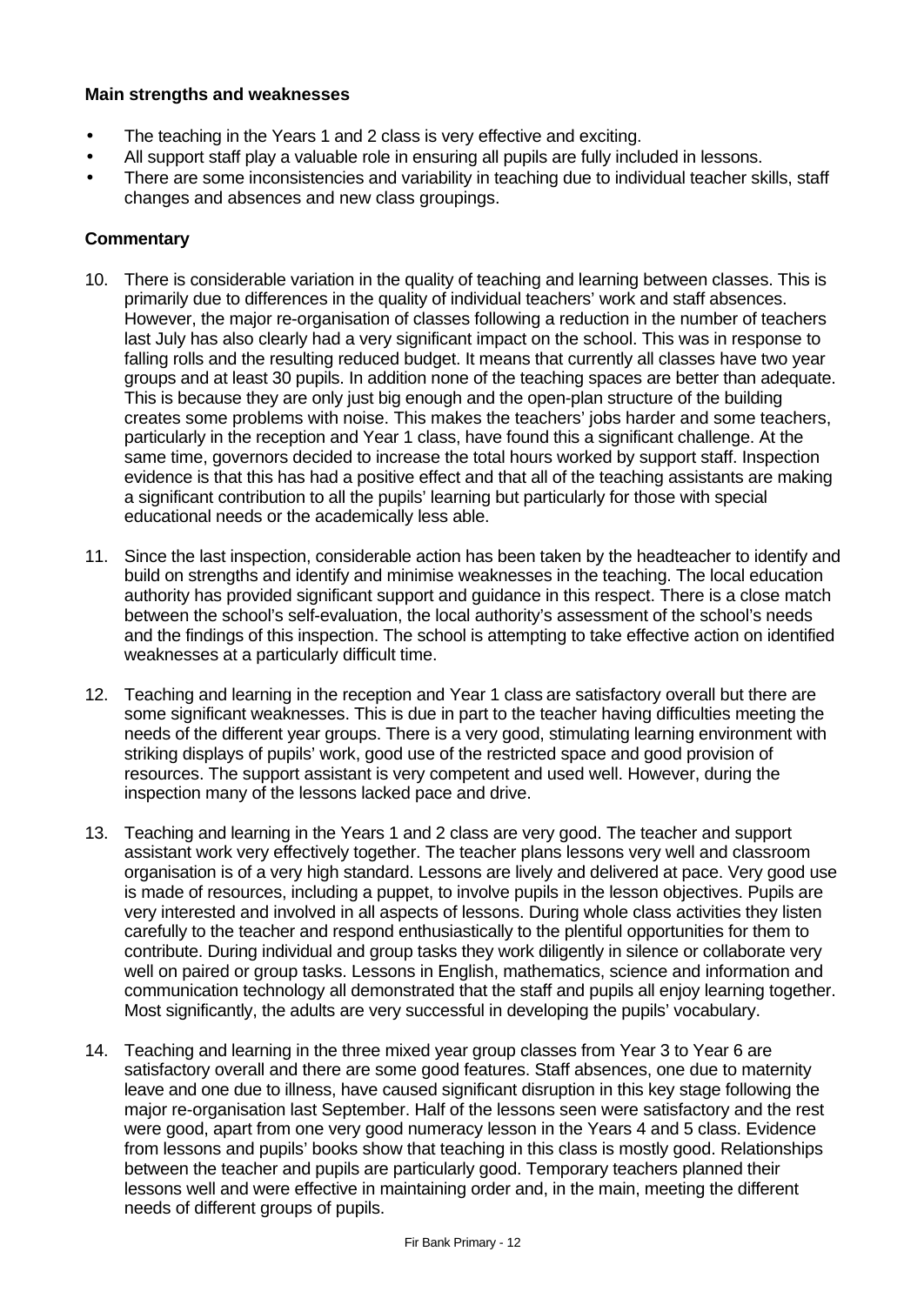**Main strengths and weaknesses**

- The teaching in the Years 1 and 2 class is very effective and exciting.
- All support staff play a valuable role in ensuring all pupils are fully included in lessons.
- There are some inconsistencies and variability in teaching due to individual teacher skills, staff changes and absences and new class groupings.

**Commentary**

10. There is considerable variation in the quality of teaching and learning between classes. This is primarily due to differences in the quality of individual teachers' work and staff absences. However, the major re-organisation of classes following a reduction in the number of teachers last July has also clearly had a very significant impact on the school. This was in response to falling rolls and the resulting reduced budget. It means that currently all classes have two year groups and at least 30 pupils. In addition none of the teaching spaces are better than adequate. This is because they are only just big enough and the open-plan structure of the building creates some problems with noise. This makes the teachers' jobs harder and some teachers, particularly in the reception and Year 1 class, have found this a significant challenge. At the same time, governors decided to increase the total hours worked by support staff. Inspection evidence is that this has had a positive effect and that all of the teaching assistants are making a significant contribution to all the pupils' learning but particularly for those with special educational needs or the academically less able.

11. Since the last inspection, considerable action has been taken by the headteacher to identify and build on strengths and identify and minimise weaknesses in the teaching. The local education authority has provided significant support and guidance in this respect. There is a close match between the school's self-evaluation, the local authority's assessment of the school's needs and the findings of this inspection. The school is attempting to take effective action on identified weaknesses at a particularly difficult time.

12. Teaching and learning in the reception and Year 1 class are satisfactory overall but there are some significant weaknesses. This is due in part to the teacher having difficulties meeting the needs of the different year groups. There is a very good, stimulating learning environment with striking displays of pupils' work, good use of the restricted space and good provision of resources. The support assistant is very competent and used well. However, during the inspection many of the lessons lacked pace and drive.

13. Teaching and learning in the Years 1 and 2 class are very good. The teacher and support assistant work very effectively together. The teacher plans lessons very well and classroom organisation is of a very high standard. Lessons are lively and delivered at pace. Very good use is made of resources, including a puppet, to involve pupils in the lesson objectives. Pupils are very interested and involved in all aspects of lessons. During whole class activities they listen carefully to the teacher and respond enthusiastically to the plentiful opportunities for them to contribute. During individual and group tasks they work diligently in silence or collaborate very well on paired or group tasks. Lessons in English, mathematics, science and information and communication technology all demonstrated that the staff and pupils all enjoy learning together. Most significantly, the adults are very successful in developing the pupils' vocabulary.

14. Teaching and learning in the three mixed year group classes from Year 3 to Year 6 are satisfactory overall and there are some good features. Staff absences, one due to maternity leave and one due to illness, have caused significant disruption in this key stage following the major re-organisation last September. Half of the lessons seen were satisfactory and the rest were good, apart from one very good numeracy lesson in the Years 4 and 5 class. Evidence from lessons and pupils' books show that teaching in this class is mostly good. Relationships between the teacher and pupils are particularly good. Temporary teachers planned their lessons well and were effective in maintaining order and, in the main, meeting the different needs of different groups of pupils.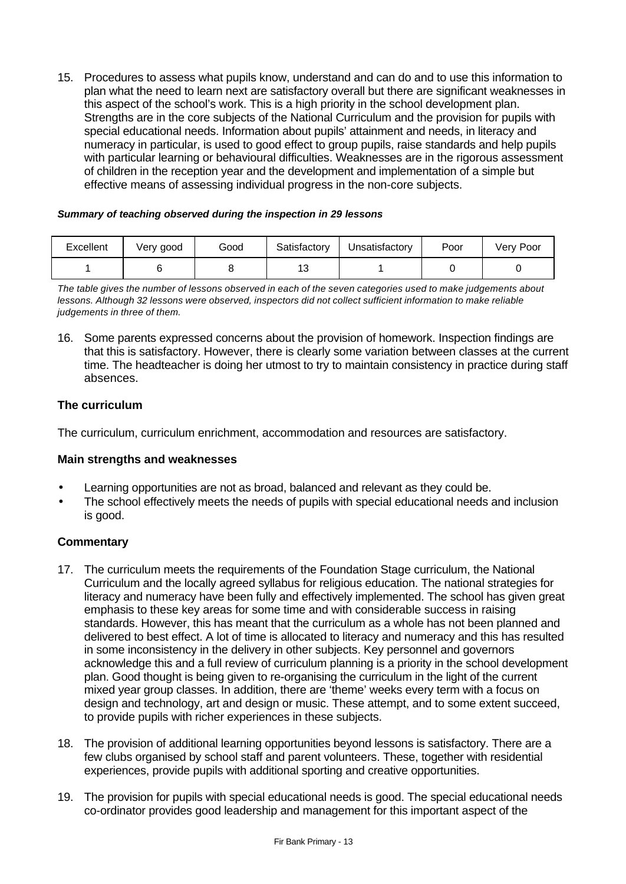15. Procedures to assess what pupils know, understand and can do and to use this information to plan what the need to learn next are satisfactory overall but there are significant weaknesses in this aspect of the school's work. This is a high priority in the school development plan. Strengths are in the core subjects of the National Curriculum and the provision for pupils with special educational needs. Information about pupils' attainment and needs, in literacy and numeracy in particular, is used to good effect to group pupils, raise standards and help pupils with particular learning or behavioural difficulties. Weaknesses are in the rigorous assessment of children in the reception year and the development and implementation of a simple but effective means of assessing individual progress in the non-core subjects.

***Summary of teaching observed during the inspection in 29 lessons***

| Excellent | Very good | Good | Satisfactory | Unsatisfactory | Poor | Very Poor |
|---|---|---|---|---|---|---|
| 1 | 6 | 8 | 13 | 1 | 0 | 0 |

*The table gives the number of lessons observed in each of the seven categories used to make judgements about lessons. Although 32 lessons were observed, inspectors did not collect sufficient information to make reliable judgements in three of them.*

16. Some parents expressed concerns about the provision of homework. Inspection findings are that this is satisfactory. However, there is clearly some variation between classes at the current time. The headteacher is doing her utmost to try to maintain consistency in practice during staff absences.

### The curriculum

The curriculum, curriculum enrichment, accommodation and resources are satisfactory.

### Main strengths and weaknesses

- Learning opportunities are not as broad, balanced and relevant as they could be.
- The school effectively meets the needs of pupils with special educational needs and inclusion is good.

### Commentary

17. The curriculum meets the requirements of the Foundation Stage curriculum, the National Curriculum and the locally agreed syllabus for religious education. The national strategies for literacy and numeracy have been fully and effectively implemented. The school has given great emphasis to these key areas for some time and with considerable success in raising standards. However, this has meant that the curriculum as a whole has not been planned and delivered to best effect. A lot of time is allocated to literacy and numeracy and this has resulted in some inconsistency in the delivery in other subjects. Key personnel and governors acknowledge this and a full review of curriculum planning is a priority in the school development plan. Good thought is being given to re-organising the curriculum in the light of the current mixed year group classes. In addition, there are 'theme' weeks every term with a focus on design and technology, art and design or music. These attempt, and to some extent succeed, to provide pupils with richer experiences in these subjects.

18. The provision of additional learning opportunities beyond lessons is satisfactory. There are a few clubs organised by school staff and parent volunteers. These, together with residential experiences, provide pupils with additional sporting and creative opportunities.

19. The provision for pupils with special educational needs is good. The special educational needs co-ordinator provides good leadership and management for this important aspect of the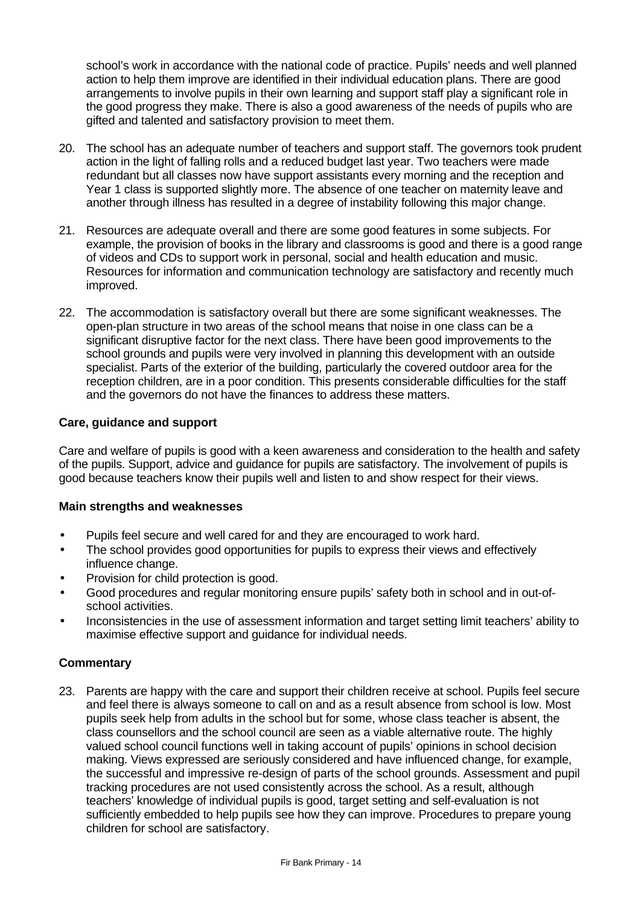school's work in accordance with the national code of practice. Pupils' needs and well planned action to help them improve are identified in their individual education plans. There are good arrangements to involve pupils in their own learning and support staff play a significant role in the good progress they make. There is also a good awareness of the needs of pupils who are gifted and talented and satisfactory provision to meet them.

20. The school has an adequate number of teachers and support staff. The governors took prudent action in the light of falling rolls and a reduced budget last year. Two teachers were made redundant but all classes now have support assistants every morning and the reception and Year 1 class is supported slightly more. The absence of one teacher on maternity leave and another through illness has resulted in a degree of instability following this major change.

21. Resources are adequate overall and there are some good features in some subjects. For example, the provision of books in the library and classrooms is good and there is a good range of videos and CDs to support work in personal, social and health education and music. Resources for information and communication technology are satisfactory and recently much improved.

22. The accommodation is satisfactory overall but there are some significant weaknesses. The open-plan structure in two areas of the school means that noise in one class can be a significant disruptive factor for the next class. There have been good improvements to the school grounds and pupils were very involved in planning this development with an outside specialist. Parts of the exterior of the building, particularly the covered outdoor area for the reception children, are in a poor condition. This presents considerable difficulties for the staff and the governors do not have the finances to address these matters.

### Care, guidance and support

Care and welfare of pupils is good with a keen awareness and consideration to the health and safety of the pupils. Support, advice and guidance for pupils are satisfactory. The involvement of pupils is good because teachers know their pupils well and listen to and show respect for their views.

#### Main strengths and weaknesses

- Pupils feel secure and well cared for and they are encouraged to work hard.
- The school provides good opportunities for pupils to express their views and effectively influence change.
- Provision for child protection is good.
- Good procedures and regular monitoring ensure pupils' safety both in school and in out-of-school activities.
- Inconsistencies in the use of assessment information and target setting limit teachers' ability to maximise effective support and guidance for individual needs.

#### Commentary

23. Parents are happy with the care and support their children receive at school. Pupils feel secure and feel there is always someone to call on and as a result absence from school is low. Most pupils seek help from adults in the school but for some, whose class teacher is absent, the class counsellors and the school council are seen as a viable alternative route. The highly valued school council functions well in taking account of pupils' opinions in school decision making. Views expressed are seriously considered and have influenced change, for example, the successful and impressive re-design of parts of the school grounds. Assessment and pupil tracking procedures are not used consistently across the school. As a result, although teachers' knowledge of individual pupils is good, target setting and self-evaluation is not sufficiently embedded to help pupils see how they can improve. Procedures to prepare young children for school are satisfactory.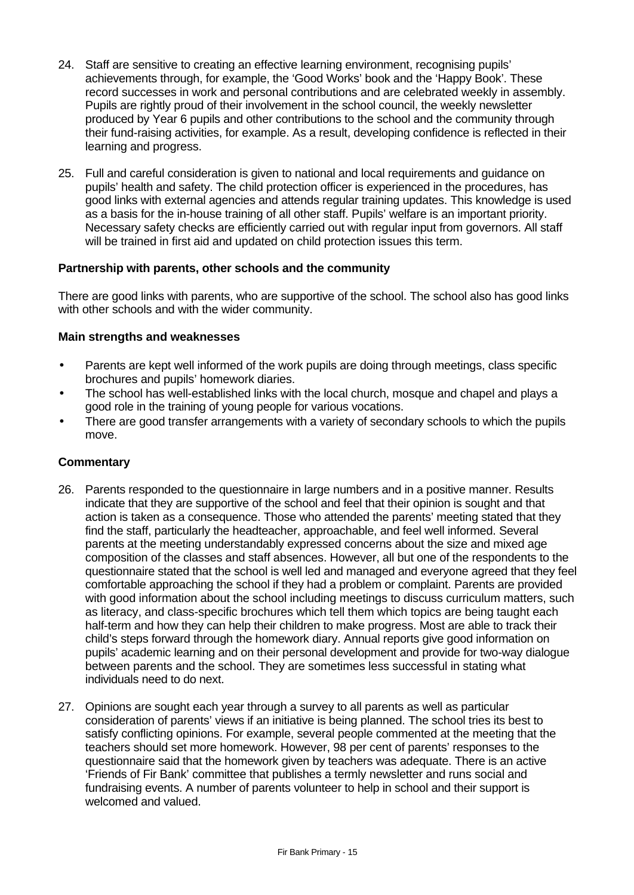24. Staff are sensitive to creating an effective learning environment, recognising pupils' achievements through, for example, the 'Good Works' book and the 'Happy Book'. These record successes in work and personal contributions and are celebrated weekly in assembly. Pupils are rightly proud of their involvement in the school council, the weekly newsletter produced by Year 6 pupils and other contributions to the school and the community through their fund-raising activities, for example. As a result, developing confidence is reflected in their learning and progress.

25. Full and careful consideration is given to national and local requirements and guidance on pupils' health and safety. The child protection officer is experienced in the procedures, has good links with external agencies and attends regular training updates. This knowledge is used as a basis for the in-house training of all other staff. Pupils' welfare is an important priority. Necessary safety checks are efficiently carried out with regular input from governors. All staff will be trained in first aid and updated on child protection issues this term.

**Partnership with parents, other schools and the community**

There are good links with parents, who are supportive of the school. The school also has good links with other schools and with the wider community.

**Main strengths and weaknesses**

- Parents are kept well informed of the work pupils are doing through meetings, class specific brochures and pupils' homework diaries.
- The school has well-established links with the local church, mosque and chapel and plays a good role in the training of young people for various vocations.
- There are good transfer arrangements with a variety of secondary schools to which the pupils move.

**Commentary**

26. Parents responded to the questionnaire in large numbers and in a positive manner. Results indicate that they are supportive of the school and feel that their opinion is sought and that action is taken as a consequence. Those who attended the parents' meeting stated that they find the staff, particularly the headteacher, approachable, and feel well informed. Several parents at the meeting understandably expressed concerns about the size and mixed age composition of the classes and staff absences. However, all but one of the respondents to the questionnaire stated that the school is well led and managed and everyone agreed that they feel comfortable approaching the school if they had a problem or complaint. Parents are provided with good information about the school including meetings to discuss curriculum matters, such as literacy, and class-specific brochures which tell them which topics are being taught each half-term and how they can help their children to make progress. Most are able to track their child's steps forward through the homework diary. Annual reports give good information on pupils' academic learning and on their personal development and provide for two-way dialogue between parents and the school. They are sometimes less successful in stating what individuals need to do next.

27. Opinions are sought each year through a survey to all parents as well as particular consideration of parents' views if an initiative is being planned. The school tries its best to satisfy conflicting opinions. For example, several people commented at the meeting that the teachers should set more homework. However, 98 per cent of parents' responses to the questionnaire said that the homework given by teachers was adequate. There is an active 'Friends of Fir Bank' committee that publishes a termly newsletter and runs social and fundraising events. A number of parents volunteer to help in school and their support is welcomed and valued.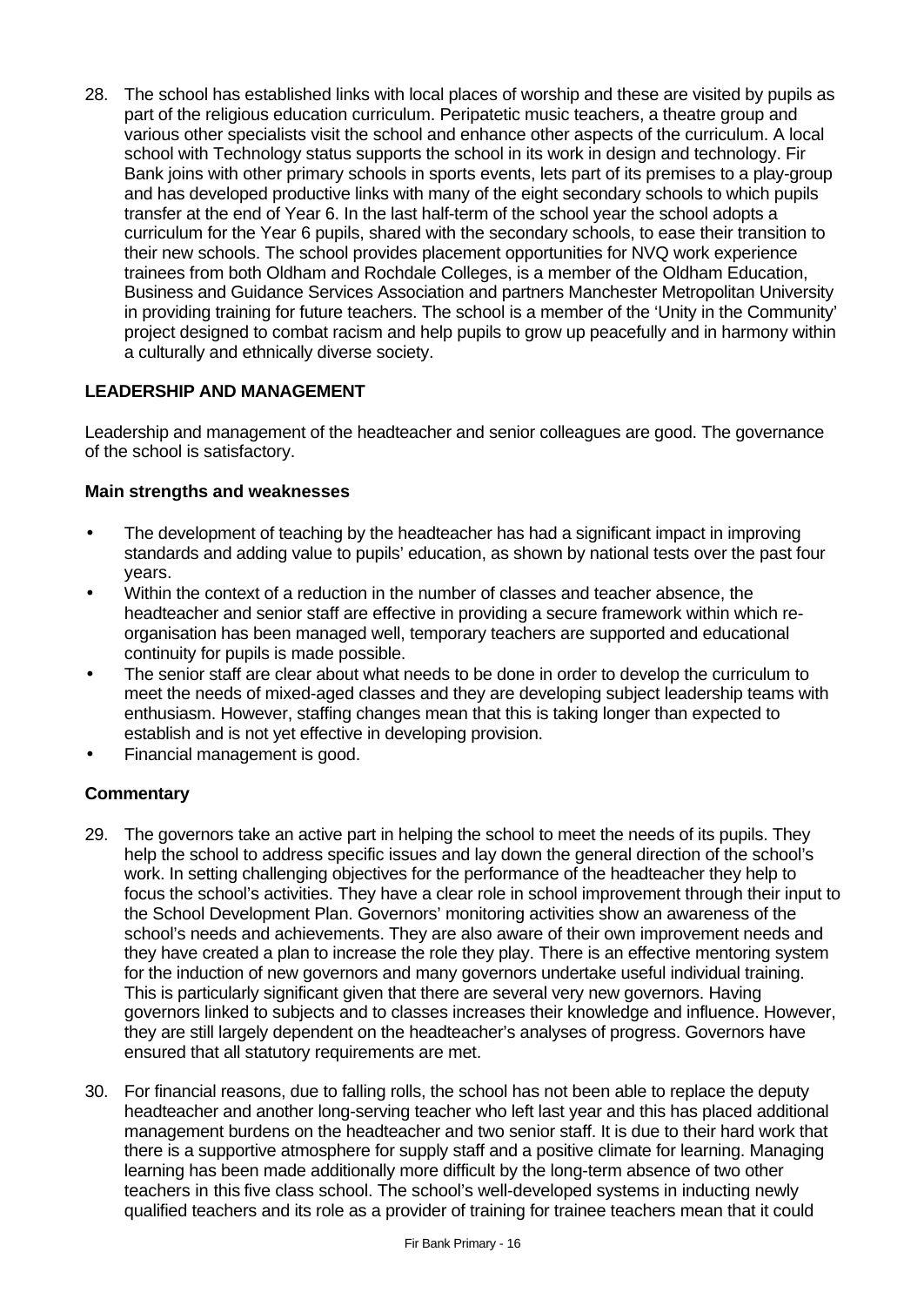28. The school has established links with local places of worship and these are visited by pupils as part of the religious education curriculum. Peripatetic music teachers, a theatre group and various other specialists visit the school and enhance other aspects of the curriculum. A local school with Technology status supports the school in its work in design and technology. Fir Bank joins with other primary schools in sports events, lets part of its premises to a play-group and has developed productive links with many of the eight secondary schools to which pupils transfer at the end of Year 6. In the last half-term of the school year the school adopts a curriculum for the Year 6 pupils, shared with the secondary schools, to ease their transition to their new schools. The school provides placement opportunities for NVQ work experience trainees from both Oldham and Rochdale Colleges, is a member of the Oldham Education, Business and Guidance Services Association and partners Manchester Metropolitan University in providing training for future teachers. The school is a member of the 'Unity in the Community' project designed to combat racism and help pupils to grow up peacefully and in harmony within a culturally and ethnically diverse society.

## LEADERSHIP AND MANAGEMENT

Leadership and management of the headteacher and senior colleagues are good. The governance of the school is satisfactory.

### Main strengths and weaknesses

- The development of teaching by the headteacher has had a significant impact in improving standards and adding value to pupils' education, as shown by national tests over the past four years.
- Within the context of a reduction in the number of classes and teacher absence, the headteacher and senior staff are effective in providing a secure framework within which re-organisation has been managed well, temporary teachers are supported and educational continuity for pupils is made possible.
- The senior staff are clear about what needs to be done in order to develop the curriculum to meet the needs of mixed-aged classes and they are developing subject leadership teams with enthusiasm. However, staffing changes mean that this is taking longer than expected to establish and is not yet effective in developing provision.
- Financial management is good.

### Commentary

29. The governors take an active part in helping the school to meet the needs of its pupils. They help the school to address specific issues and lay down the general direction of the school's work. In setting challenging objectives for the performance of the headteacher they help to focus the school's activities. They have a clear role in school improvement through their input to the School Development Plan. Governors' monitoring activities show an awareness of the school's needs and achievements. They are also aware of their own improvement needs and they have created a plan to increase the role they play. There is an effective mentoring system for the induction of new governors and many governors undertake useful individual training. This is particularly significant given that there are several very new governors. Having governors linked to subjects and to classes increases their knowledge and influence. However, they are still largely dependent on the headteacher's analyses of progress. Governors have ensured that all statutory requirements are met.

30. For financial reasons, due to falling rolls, the school has not been able to replace the deputy headteacher and another long-serving teacher who left last year and this has placed additional management burdens on the headteacher and two senior staff. It is due to their hard work that there is a supportive atmosphere for supply staff and a positive climate for learning. Managing learning has been made additionally more difficult by the long-term absence of two other teachers in this five class school. The school's well-developed systems in inducting newly qualified teachers and its role as a provider of training for trainee teachers mean that it could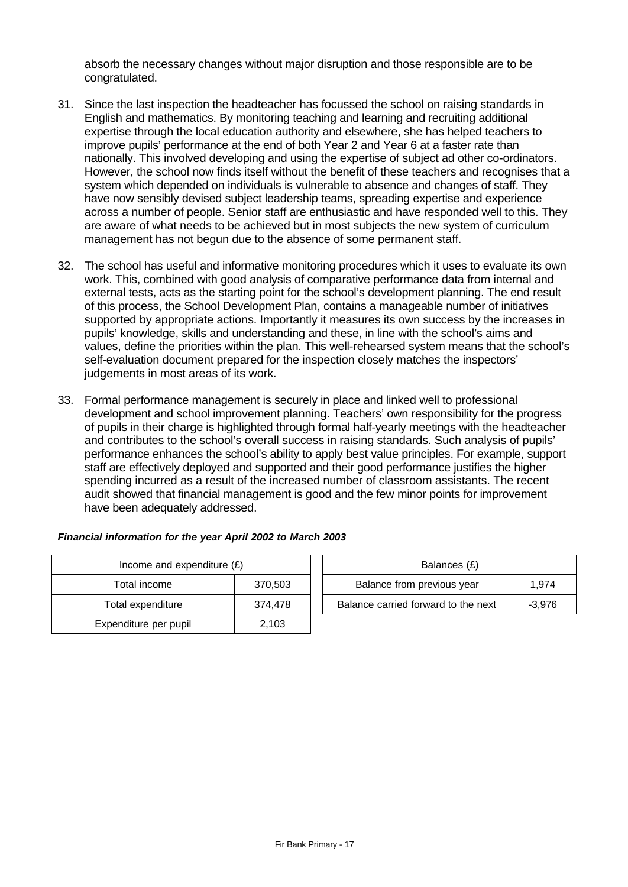absorb the necessary changes without major disruption and those responsible are to be congratulated.

31. Since the last inspection the headteacher has focussed the school on raising standards in English and mathematics. By monitoring teaching and learning and recruiting additional expertise through the local education authority and elsewhere, she has helped teachers to improve pupils' performance at the end of both Year 2 and Year 6 at a faster rate than nationally. This involved developing and using the expertise of subject ad other co-ordinators. However, the school now finds itself without the benefit of these teachers and recognises that a system which depended on individuals is vulnerable to absence and changes of staff. They have now sensibly devised subject leadership teams, spreading expertise and experience across a number of people. Senior staff are enthusiastic and have responded well to this. They are aware of what needs to be achieved but in most subjects the new system of curriculum management has not begun due to the absence of some permanent staff.

32. The school has useful and informative monitoring procedures which it uses to evaluate its own work. This, combined with good analysis of comparative performance data from internal and external tests, acts as the starting point for the school's development planning. The end result of this process, the School Development Plan, contains a manageable number of initiatives supported by appropriate actions. Importantly it measures its own success by the increases in pupils' knowledge, skills and understanding and these, in line with the school's aims and values, define the priorities within the plan. This well-rehearsed system means that the school's self-evaluation document prepared for the inspection closely matches the inspectors' judgements in most areas of its work.

33. Formal performance management is securely in place and linked well to professional development and school improvement planning. Teachers' own responsibility for the progress of pupils in their charge is highlighted through formal half-yearly meetings with the headteacher and contributes to the school's overall success in raising standards. Such analysis of pupils' performance enhances the school's ability to apply best value principles. For example, support staff are effectively deployed and supported and their good performance justifies the higher spending incurred as a result of the increased number of classroom assistants. The recent audit showed that financial management is good and the few minor points for improvement have been adequately addressed.

***Financial information for the year April 2002 to March 2003***

| Income and expenditure (£) | |
|---|---|
| Total income | 370,503 |
| Total expenditure | 374,478 |
| Expenditure per pupil | 2,103 |

| Balances (£) | |
|---|---|
| Balance from previous year | 1,974 |
| Balance carried forward to the next | -3,976 |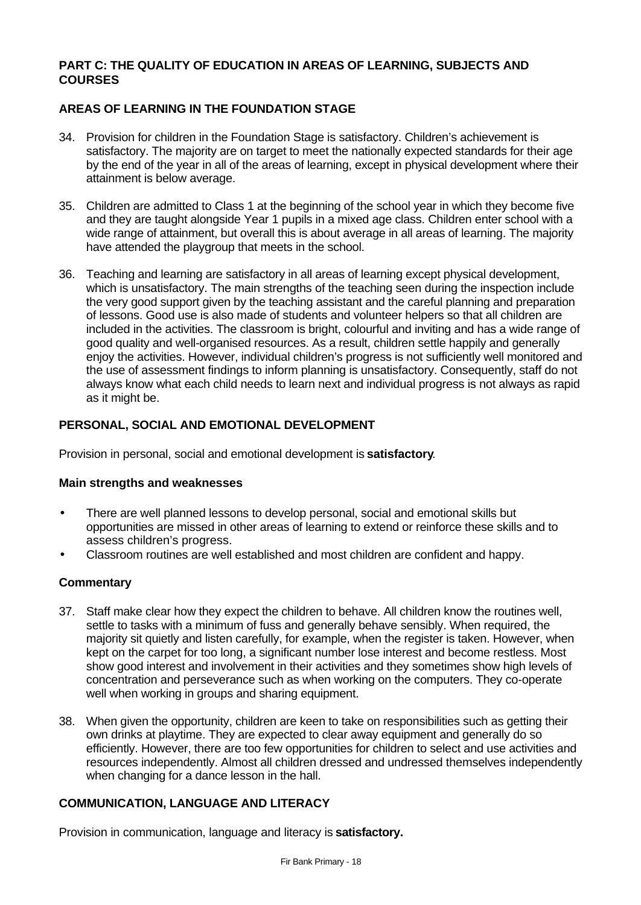## PART C: THE QUALITY OF EDUCATION IN AREAS OF LEARNING, SUBJECTS AND COURSES

### AREAS OF LEARNING IN THE FOUNDATION STAGE

34. Provision for children in the Foundation Stage is satisfactory. Children's achievement is satisfactory. The majority are on target to meet the nationally expected standards for their age by the end of the year in all of the areas of learning, except in physical development where their attainment is below average.

35. Children are admitted to Class 1 at the beginning of the school year in which they become five and they are taught alongside Year 1 pupils in a mixed age class. Children enter school with a wide range of attainment, but overall this is about average in all areas of learning. The majority have attended the playgroup that meets in the school.

36. Teaching and learning are satisfactory in all areas of learning except physical development, which is unsatisfactory. The main strengths of the teaching seen during the inspection include the very good support given by the teaching assistant and the careful planning and preparation of lessons. Good use is also made of students and volunteer helpers so that all children are included in the activities. The classroom is bright, colourful and inviting and has a wide range of good quality and well-organised resources. As a result, children settle happily and generally enjoy the activities. However, individual children's progress is not sufficiently well monitored and the use of assessment findings to inform planning is unsatisfactory. Consequently, staff do not always know what each child needs to learn next and individual progress is not always as rapid as it might be.

### PERSONAL, SOCIAL AND EMOTIONAL DEVELOPMENT

Provision in personal, social and emotional development is **satisfactory**.

**Main strengths and weaknesses**

- There are well planned lessons to develop personal, social and emotional skills but opportunities are missed in other areas of learning to extend or reinforce these skills and to assess children's progress.
- Classroom routines are well established and most children are confident and happy.

**Commentary**

37. Staff make clear how they expect the children to behave. All children know the routines well, settle to tasks with a minimum of fuss and generally behave sensibly. When required, the majority sit quietly and listen carefully, for example, when the register is taken. However, when kept on the carpet for too long, a significant number lose interest and become restless. Most show good interest and involvement in their activities and they sometimes show high levels of concentration and perseverance such as when working on the computers. They co-operate well when working in groups and sharing equipment.

38. When given the opportunity, children are keen to take on responsibilities such as getting their own drinks at playtime. They are expected to clear away equipment and generally do so efficiently. However, there are too few opportunities for children to select and use activities and resources independently. Almost all children dressed and undressed themselves independently when changing for a dance lesson in the hall.

### COMMUNICATION, LANGUAGE AND LITERACY

Provision in communication, language and literacy is **satisfactory.**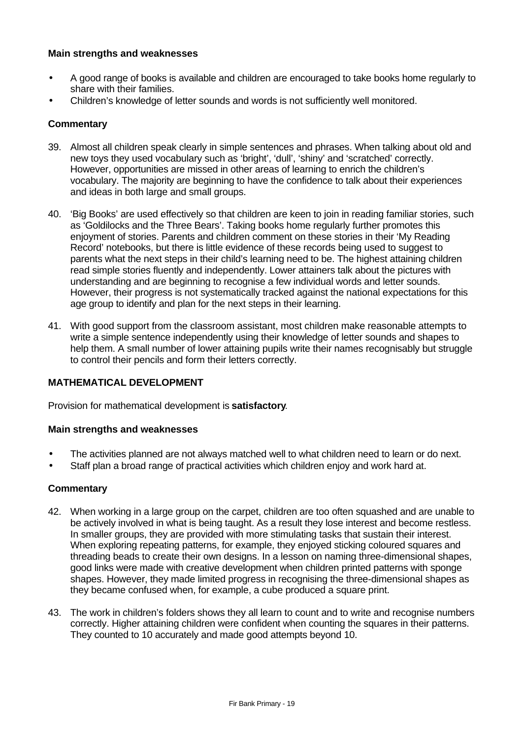**Main strengths and weaknesses**

- A good range of books is available and children are encouraged to take books home regularly to share with their families.
- Children's knowledge of letter sounds and words is not sufficiently well monitored.

**Commentary**

39. Almost all children speak clearly in simple sentences and phrases. When talking about old and new toys they used vocabulary such as 'bright', 'dull', 'shiny' and 'scratched' correctly. However, opportunities are missed in other areas of learning to enrich the children's vocabulary. The majority are beginning to have the confidence to talk about their experiences and ideas in both large and small groups.

40. 'Big Books' are used effectively so that children are keen to join in reading familiar stories, such as 'Goldilocks and the Three Bears'. Taking books home regularly further promotes this enjoyment of stories. Parents and children comment on these stories in their 'My Reading Record' notebooks, but there is little evidence of these records being used to suggest to parents what the next steps in their child's learning need to be. The highest attaining children read simple stories fluently and independently. Lower attainers talk about the pictures with understanding and are beginning to recognise a few individual words and letter sounds. However, their progress is not systematically tracked against the national expectations for this age group to identify and plan for the next steps in their learning.

41. With good support from the classroom assistant, most children make reasonable attempts to write a simple sentence independently using their knowledge of letter sounds and shapes to help them. A small number of lower attaining pupils write their names recognisably but struggle to control their pencils and form their letters correctly.

**MATHEMATICAL DEVELOPMENT**

Provision for mathematical development is **satisfactory**.

**Main strengths and weaknesses**

- The activities planned are not always matched well to what children need to learn or do next.
- Staff plan a broad range of practical activities which children enjoy and work hard at.

**Commentary**

42. When working in a large group on the carpet, children are too often squashed and are unable to be actively involved in what is being taught. As a result they lose interest and become restless. In smaller groups, they are provided with more stimulating tasks that sustain their interest. When exploring repeating patterns, for example, they enjoyed sticking coloured squares and threading beads to create their own designs. In a lesson on naming three-dimensional shapes, good links were made with creative development when children printed patterns with sponge shapes. However, they made limited progress in recognising the three-dimensional shapes as they became confused when, for example, a cube produced a square print.

43. The work in children's folders shows they all learn to count and to write and recognise numbers correctly. Higher attaining children were confident when counting the squares in their patterns. They counted to 10 accurately and made good attempts beyond 10.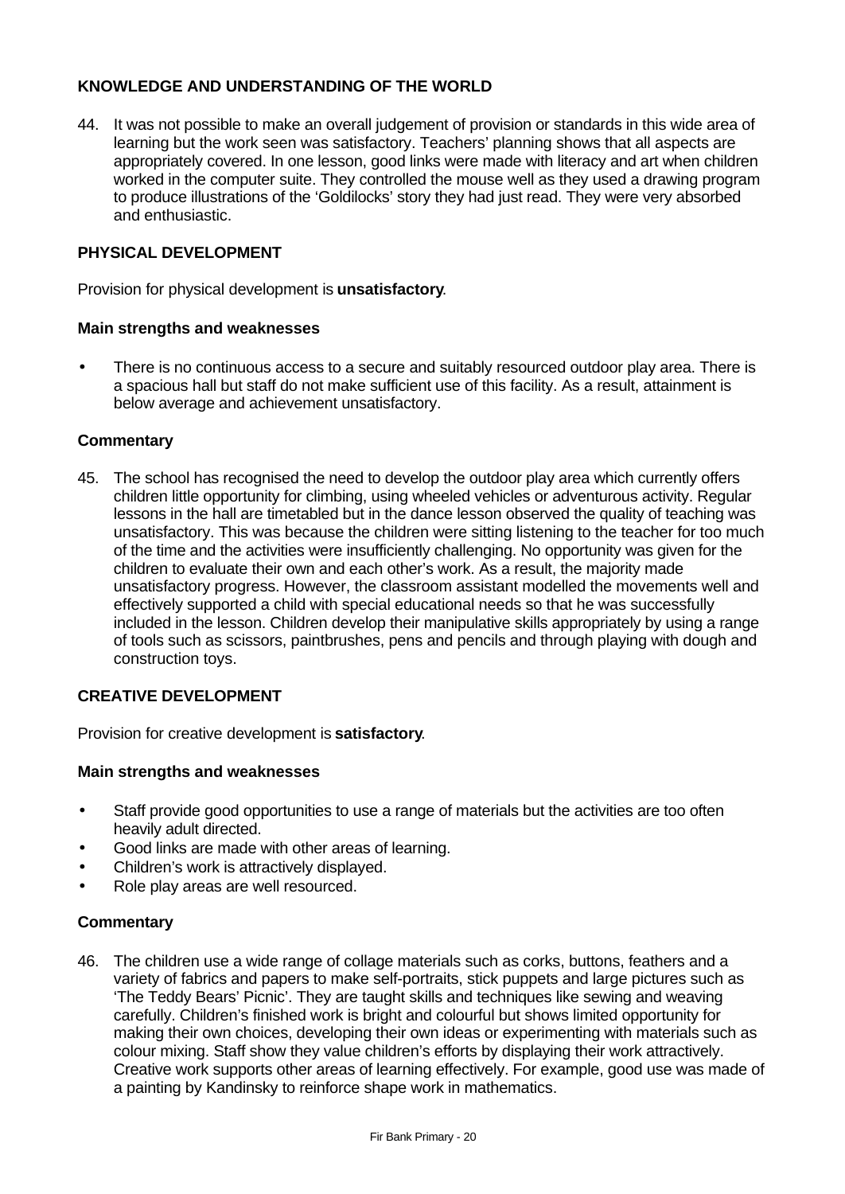### KNOWLEDGE AND UNDERSTANDING OF THE WORLD

44. It was not possible to make an overall judgement of provision or standards in this wide area of learning but the work seen was satisfactory. Teachers' planning shows that all aspects are appropriately covered. In one lesson, good links were made with literacy and art when children worked in the computer suite. They controlled the mouse well as they used a drawing program to produce illustrations of the 'Goldilocks' story they had just read. They were very absorbed and enthusiastic.

### PHYSICAL DEVELOPMENT

Provision for physical development is **unsatisfactory**.

#### Main strengths and weaknesses

- There is no continuous access to a secure and suitably resourced outdoor play area. There is a spacious hall but staff do not make sufficient use of this facility. As a result, attainment is below average and achievement unsatisfactory.

#### Commentary

45. The school has recognised the need to develop the outdoor play area which currently offers children little opportunity for climbing, using wheeled vehicles or adventurous activity. Regular lessons in the hall are timetabled but in the dance lesson observed the quality of teaching was unsatisfactory. This was because the children were sitting listening to the teacher for too much of the time and the activities were insufficiently challenging. No opportunity was given for the children to evaluate their own and each other's work. As a result, the majority made unsatisfactory progress. However, the classroom assistant modelled the movements well and effectively supported a child with special educational needs so that he was successfully included in the lesson. Children develop their manipulative skills appropriately by using a range of tools such as scissors, paintbrushes, pens and pencils and through playing with dough and construction toys.

### CREATIVE DEVELOPMENT

Provision for creative development is **satisfactory**.

#### Main strengths and weaknesses

- Staff provide good opportunities to use a range of materials but the activities are too often heavily adult directed.
- Good links are made with other areas of learning.
- Children's work is attractively displayed.
- Role play areas are well resourced.

#### Commentary

46. The children use a wide range of collage materials such as corks, buttons, feathers and a variety of fabrics and papers to make self-portraits, stick puppets and large pictures such as 'The Teddy Bears' Picnic'. They are taught skills and techniques like sewing and weaving carefully. Children's finished work is bright and colourful but shows limited opportunity for making their own choices, developing their own ideas or experimenting with materials such as colour mixing. Staff show they value children's efforts by displaying their work attractively. Creative work supports other areas of learning effectively. For example, good use was made of a painting by Kandinsky to reinforce shape work in mathematics.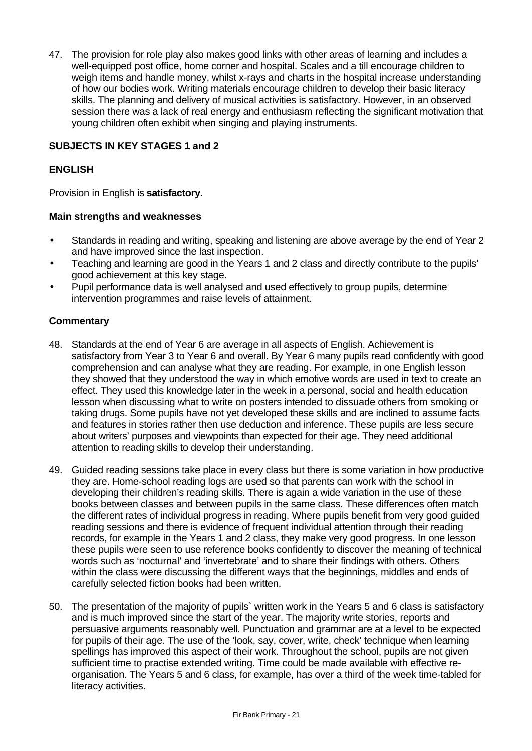47. The provision for role play also makes good links with other areas of learning and includes a well-equipped post office, home corner and hospital. Scales and a till encourage children to weigh items and handle money, whilst x-rays and charts in the hospital increase understanding of how our bodies work. Writing materials encourage children to develop their basic literacy skills. The planning and delivery of musical activities is satisfactory. However, in an observed session there was a lack of real energy and enthusiasm reflecting the significant motivation that young children often exhibit when singing and playing instruments.

## SUBJECTS IN KEY STAGES 1 and 2

### ENGLISH

Provision in English is **satisfactory.**

#### Main strengths and weaknesses

- Standards in reading and writing, speaking and listening are above average by the end of Year 2 and have improved since the last inspection.
- Teaching and learning are good in the Years 1 and 2 class and directly contribute to the pupils' good achievement at this key stage.
- Pupil performance data is well analysed and used effectively to group pupils, determine intervention programmes and raise levels of attainment.

#### Commentary

48. Standards at the end of Year 6 are average in all aspects of English. Achievement is satisfactory from Year 3 to Year 6 and overall. By Year 6 many pupils read confidently with good comprehension and can analyse what they are reading. For example, in one English lesson they showed that they understood the way in which emotive words are used in text to create an effect. They used this knowledge later in the week in a personal, social and health education lesson when discussing what to write on posters intended to dissuade others from smoking or taking drugs. Some pupils have not yet developed these skills and are inclined to assume facts and features in stories rather then use deduction and inference. These pupils are less secure about writers' purposes and viewpoints than expected for their age. They need additional attention to reading skills to develop their understanding.

49. Guided reading sessions take place in every class but there is some variation in how productive they are. Home-school reading logs are used so that parents can work with the school in developing their children's reading skills. There is again a wide variation in the use of these books between classes and between pupils in the same class. These differences often match the different rates of individual progress in reading. Where pupils benefit from very good guided reading sessions and there is evidence of frequent individual attention through their reading records, for example in the Years 1 and 2 class, they make very good progress. In one lesson these pupils were seen to use reference books confidently to discover the meaning of technical words such as 'nocturnal' and 'invertebrate' and to share their findings with others. Others within the class were discussing the different ways that the beginnings, middles and ends of carefully selected fiction books had been written.

50. The presentation of the majority of pupils` written work in the Years 5 and 6 class is satisfactory and is much improved since the start of the year. The majority write stories, reports and persuasive arguments reasonably well. Punctuation and grammar are at a level to be expected for pupils of their age. The use of the 'look, say, cover, write, check' technique when learning spellings has improved this aspect of their work. Throughout the school, pupils are not given sufficient time to practise extended writing. Time could be made available with effective re-organisation. The Years 5 and 6 class, for example, has over a third of the week time-tabled for literacy activities.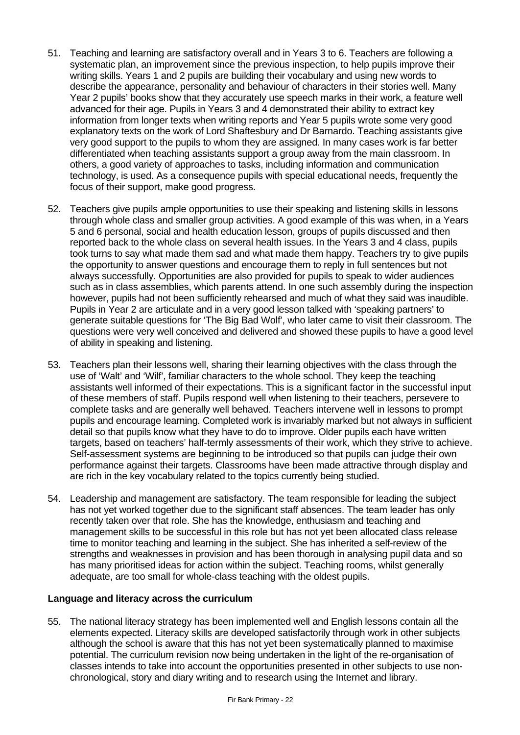51. Teaching and learning are satisfactory overall and in Years 3 to 6. Teachers are following a systematic plan, an improvement since the previous inspection, to help pupils improve their writing skills. Years 1 and 2 pupils are building their vocabulary and using new words to describe the appearance, personality and behaviour of characters in their stories well. Many Year 2 pupils' books show that they accurately use speech marks in their work, a feature well advanced for their age. Pupils in Years 3 and 4 demonstrated their ability to extract key information from longer texts when writing reports and Year 5 pupils wrote some very good explanatory texts on the work of Lord Shaftesbury and Dr Barnardo. Teaching assistants give very good support to the pupils to whom they are assigned. In many cases work is far better differentiated when teaching assistants support a group away from the main classroom. In others, a good variety of approaches to tasks, including information and communication technology, is used. As a consequence pupils with special educational needs, frequently the focus of their support, make good progress.

52. Teachers give pupils ample opportunities to use their speaking and listening skills in lessons through whole class and smaller group activities. A good example of this was when, in a Years 5 and 6 personal, social and health education lesson, groups of pupils discussed and then reported back to the whole class on several health issues. In the Years 3 and 4 class, pupils took turns to say what made them sad and what made them happy. Teachers try to give pupils the opportunity to answer questions and encourage them to reply in full sentences but not always successfully. Opportunities are also provided for pupils to speak to wider audiences such as in class assemblies, which parents attend. In one such assembly during the inspection however, pupils had not been sufficiently rehearsed and much of what they said was inaudible. Pupils in Year 2 are articulate and in a very good lesson talked with 'speaking partners' to generate suitable questions for 'The Big Bad Wolf', who later came to visit their classroom. The questions were very well conceived and delivered and showed these pupils to have a good level of ability in speaking and listening.

53. Teachers plan their lessons well, sharing their learning objectives with the class through the use of 'Walt' and 'Wilf', familiar characters to the whole school. They keep the teaching assistants well informed of their expectations. This is a significant factor in the successful input of these members of staff. Pupils respond well when listening to their teachers, persevere to complete tasks and are generally well behaved. Teachers intervene well in lessons to prompt pupils and encourage learning. Completed work is invariably marked but not always in sufficient detail so that pupils know what they have to do to improve. Older pupils each have written targets, based on teachers' half-termly assessments of their work, which they strive to achieve. Self-assessment systems are beginning to be introduced so that pupils can judge their own performance against their targets. Classrooms have been made attractive through display and are rich in the key vocabulary related to the topics currently being studied.

54. Leadership and management are satisfactory. The team responsible for leading the subject has not yet worked together due to the significant staff absences. The team leader has only recently taken over that role. She has the knowledge, enthusiasm and teaching and management skills to be successful in this role but has not yet been allocated class release time to monitor teaching and learning in the subject. She has inherited a self-review of the strengths and weaknesses in provision and has been thorough in analysing pupil data and so has many prioritised ideas for action within the subject. Teaching rooms, whilst generally adequate, are too small for whole-class teaching with the oldest pupils.

**Language and literacy across the curriculum**

55. The national literacy strategy has been implemented well and English lessons contain all the elements expected. Literacy skills are developed satisfactorily through work in other subjects although the school is aware that this has not yet been systematically planned to maximise potential. The curriculum revision now being undertaken in the light of the re-organisation of classes intends to take into account the opportunities presented in other subjects to use non-chronological, story and diary writing and to research using the Internet and library.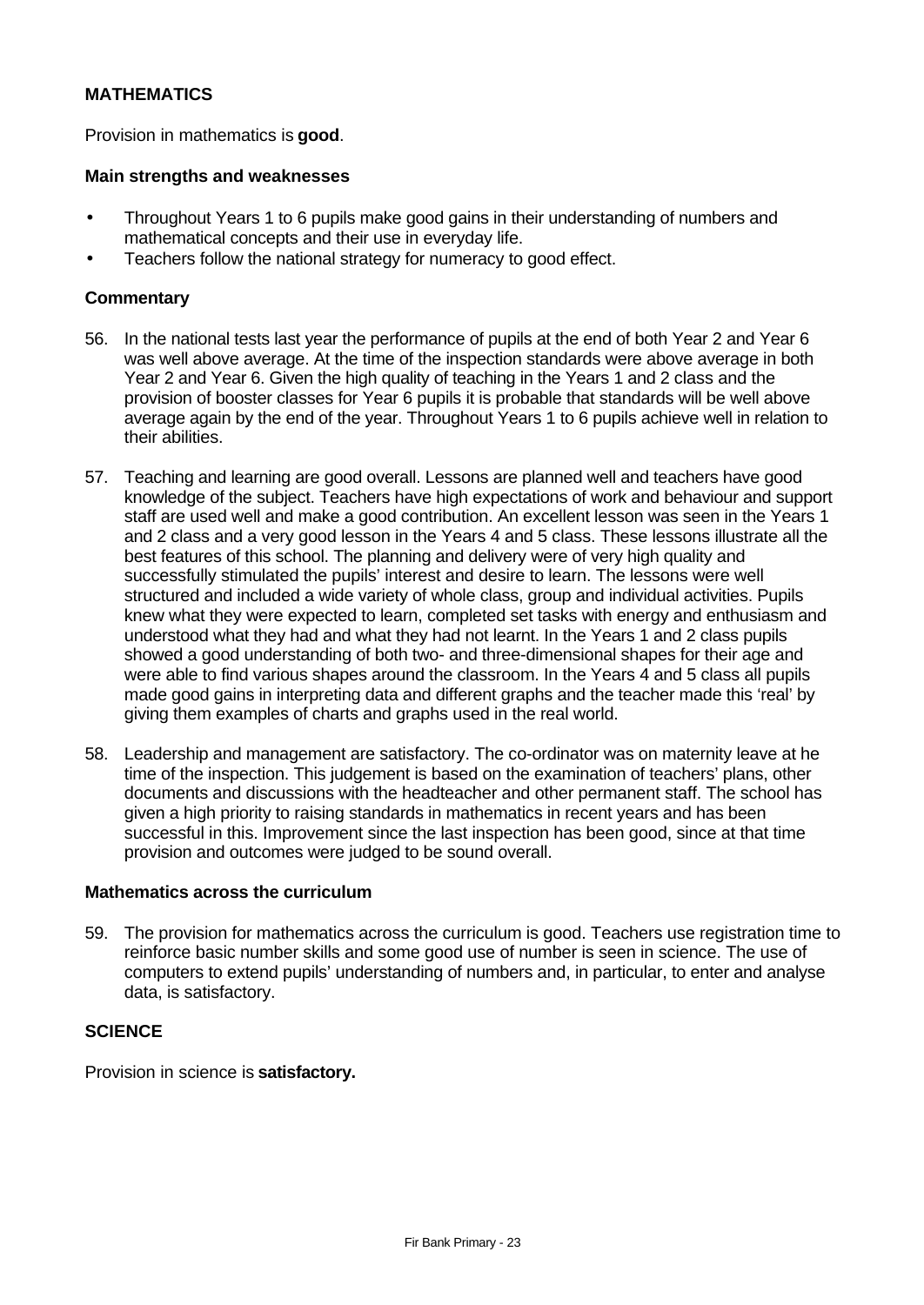## MATHEMATICS

Provision in mathematics is **good**.

### Main strengths and weaknesses

- Throughout Years 1 to 6 pupils make good gains in their understanding of numbers and mathematical concepts and their use in everyday life.
- Teachers follow the national strategy for numeracy to good effect.

### Commentary

56. In the national tests last year the performance of pupils at the end of both Year 2 and Year 6 was well above average. At the time of the inspection standards were above average in both Year 2 and Year 6. Given the high quality of teaching in the Years 1 and 2 class and the provision of booster classes for Year 6 pupils it is probable that standards will be well above average again by the end of the year. Throughout Years 1 to 6 pupils achieve well in relation to their abilities.

57. Teaching and learning are good overall. Lessons are planned well and teachers have good knowledge of the subject. Teachers have high expectations of work and behaviour and support staff are used well and make a good contribution. An excellent lesson was seen in the Years 1 and 2 class and a very good lesson in the Years 4 and 5 class. These lessons illustrate all the best features of this school. The planning and delivery were of very high quality and successfully stimulated the pupils' interest and desire to learn. The lessons were well structured and included a wide variety of whole class, group and individual activities. Pupils knew what they were expected to learn, completed set tasks with energy and enthusiasm and understood what they had and what they had not learnt. In the Years 1 and 2 class pupils showed a good understanding of both two- and three-dimensional shapes for their age and were able to find various shapes around the classroom. In the Years 4 and 5 class all pupils made good gains in interpreting data and different graphs and the teacher made this 'real' by giving them examples of charts and graphs used in the real world.

58. Leadership and management are satisfactory. The co-ordinator was on maternity leave at he time of the inspection. This judgement is based on the examination of teachers' plans, other documents and discussions with the headteacher and other permanent staff. The school has given a high priority to raising standards in mathematics in recent years and has been successful in this. Improvement since the last inspection has been good, since at that time provision and outcomes were judged to be sound overall.

### Mathematics across the curriculum

59. The provision for mathematics across the curriculum is good. Teachers use registration time to reinforce basic number skills and some good use of number is seen in science. The use of computers to extend pupils' understanding of numbers and, in particular, to enter and analyse data, is satisfactory.

## SCIENCE

Provision in science is **satisfactory.**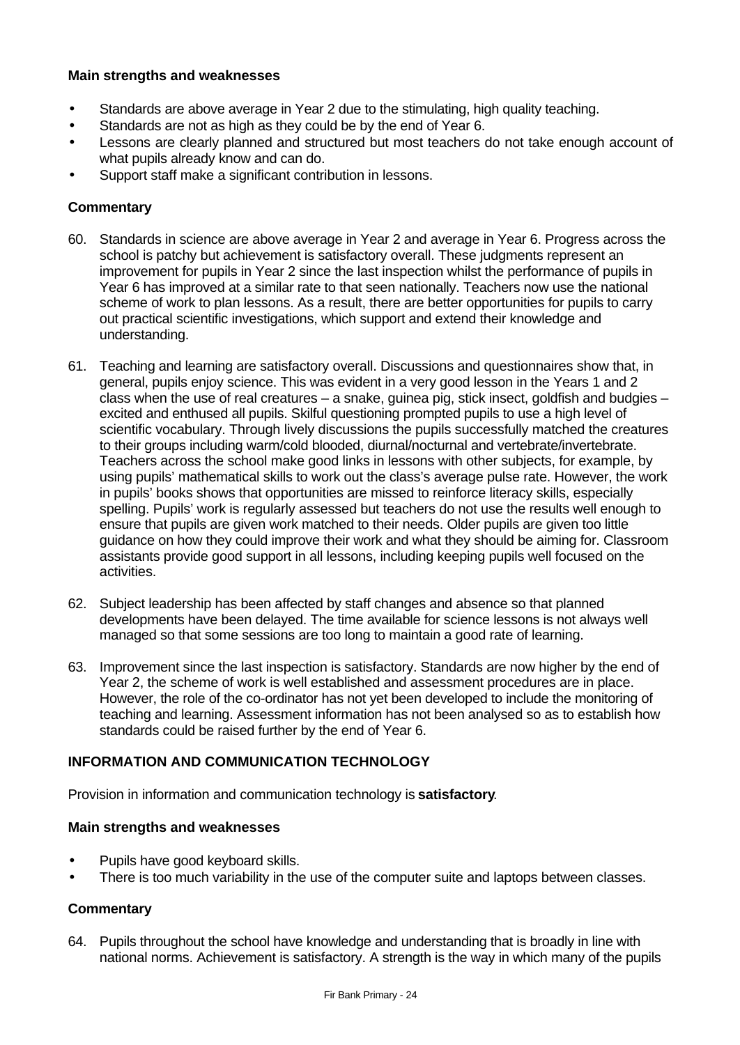**Main strengths and weaknesses**

- Standards are above average in Year 2 due to the stimulating, high quality teaching.
- Standards are not as high as they could be by the end of Year 6.
- Lessons are clearly planned and structured but most teachers do not take enough account of what pupils already know and can do.
- Support staff make a significant contribution in lessons.

**Commentary**

60. Standards in science are above average in Year 2 and average in Year 6. Progress across the school is patchy but achievement is satisfactory overall. These judgments represent an improvement for pupils in Year 2 since the last inspection whilst the performance of pupils in Year 6 has improved at a similar rate to that seen nationally. Teachers now use the national scheme of work to plan lessons. As a result, there are better opportunities for pupils to carry out practical scientific investigations, which support and extend their knowledge and understanding.

61. Teaching and learning are satisfactory overall. Discussions and questionnaires show that, in general, pupils enjoy science. This was evident in a very good lesson in the Years 1 and 2 class when the use of real creatures – a snake, guinea pig, stick insect, goldfish and budgies – excited and enthused all pupils. Skilful questioning prompted pupils to use a high level of scientific vocabulary. Through lively discussions the pupils successfully matched the creatures to their groups including warm/cold blooded, diurnal/nocturnal and vertebrate/invertebrate. Teachers across the school make good links in lessons with other subjects, for example, by using pupils' mathematical skills to work out the class's average pulse rate. However, the work in pupils' books shows that opportunities are missed to reinforce literacy skills, especially spelling. Pupils' work is regularly assessed but teachers do not use the results well enough to ensure that pupils are given work matched to their needs. Older pupils are given too little guidance on how they could improve their work and what they should be aiming for. Classroom assistants provide good support in all lessons, including keeping pupils well focused on the activities.

62. Subject leadership has been affected by staff changes and absence so that planned developments have been delayed. The time available for science lessons is not always well managed so that some sessions are too long to maintain a good rate of learning.

63. Improvement since the last inspection is satisfactory. Standards are now higher by the end of Year 2, the scheme of work is well established and assessment procedures are in place. However, the role of the co-ordinator has not yet been developed to include the monitoring of teaching and learning. Assessment information has not been analysed so as to establish how standards could be raised further by the end of Year 6.

## INFORMATION AND COMMUNICATION TECHNOLOGY

Provision in information and communication technology is **satisfactory**.

**Main strengths and weaknesses**

- Pupils have good keyboard skills.
- There is too much variability in the use of the computer suite and laptops between classes.

**Commentary**

64. Pupils throughout the school have knowledge and understanding that is broadly in line with national norms. Achievement is satisfactory. A strength is the way in which many of the pupils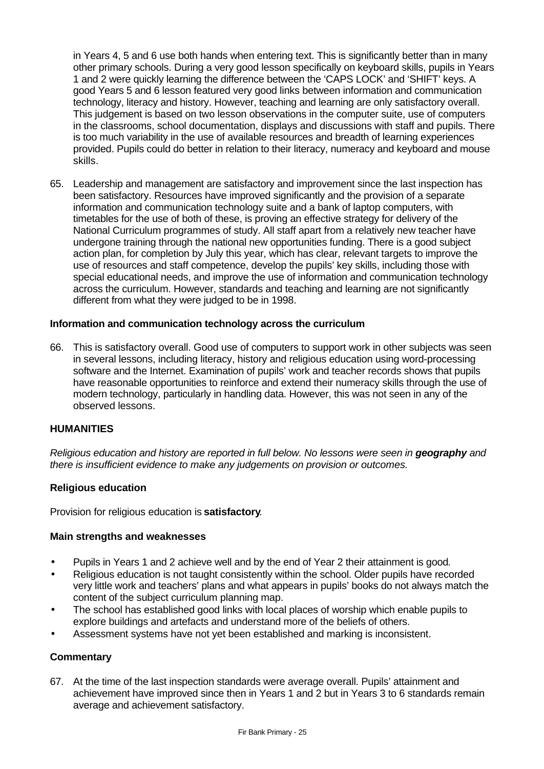in Years 4, 5 and 6 use both hands when entering text. This is significantly better than in many other primary schools. During a very good lesson specifically on keyboard skills, pupils in Years 1 and 2 were quickly learning the difference between the 'CAPS LOCK' and 'SHIFT' keys. A good Years 5 and 6 lesson featured very good links between information and communication technology, literacy and history. However, teaching and learning are only satisfactory overall. This judgement is based on two lesson observations in the computer suite, use of computers in the classrooms, school documentation, displays and discussions with staff and pupils. There is too much variability in the use of available resources and breadth of learning experiences provided. Pupils could do better in relation to their literacy, numeracy and keyboard and mouse skills.

65. Leadership and management are satisfactory and improvement since the last inspection has been satisfactory. Resources have improved significantly and the provision of a separate information and communication technology suite and a bank of laptop computers, with timetables for the use of both of these, is proving an effective strategy for delivery of the National Curriculum programmes of study. All staff apart from a relatively new teacher have undergone training through the national new opportunities funding. There is a good subject action plan, for completion by July this year, which has clear, relevant targets to improve the use of resources and staff competence, develop the pupils' key skills, including those with special educational needs, and improve the use of information and communication technology across the curriculum. However, standards and teaching and learning are not significantly different from what they were judged to be in 1998.

### Information and communication technology across the curriculum

66. This is satisfactory overall. Good use of computers to support work in other subjects was seen in several lessons, including literacy, history and religious education using word-processing software and the Internet. Examination of pupils' work and teacher records shows that pupils have reasonable opportunities to reinforce and extend their numeracy skills through the use of modern technology, particularly in handling data. However, this was not seen in any of the observed lessons.

## HUMANITIES

*Religious education and history are reported in full below. No lessons were seen in **geography** and there is insufficient evidence to make any judgements on provision or outcomes.*

### Religious education

Provision for religious education is **satisfactory**.

### Main strengths and weaknesses

- Pupils in Years 1 and 2 achieve well and by the end of Year 2 their attainment is good.
- Religious education is not taught consistently within the school. Older pupils have recorded very little work and teachers' plans and what appears in pupils' books do not always match the content of the subject curriculum planning map.
- The school has established good links with local places of worship which enable pupils to explore buildings and artefacts and understand more of the beliefs of others.
- Assessment systems have not yet been established and marking is inconsistent.

### Commentary

67. At the time of the last inspection standards were average overall. Pupils' attainment and achievement have improved since then in Years 1 and 2 but in Years 3 to 6 standards remain average and achievement satisfactory.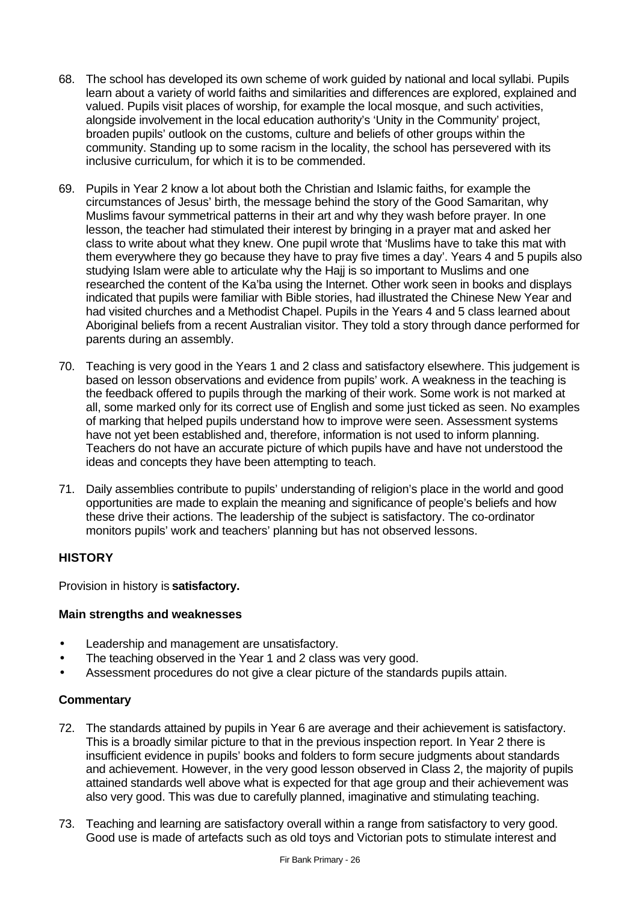68. The school has developed its own scheme of work guided by national and local syllabi. Pupils learn about a variety of world faiths and similarities and differences are explored, explained and valued. Pupils visit places of worship, for example the local mosque, and such activities, alongside involvement in the local education authority's 'Unity in the Community' project, broaden pupils' outlook on the customs, culture and beliefs of other groups within the community. Standing up to some racism in the locality, the school has persevered with its inclusive curriculum, for which it is to be commended.

69. Pupils in Year 2 know a lot about both the Christian and Islamic faiths, for example the circumstances of Jesus' birth, the message behind the story of the Good Samaritan, why Muslims favour symmetrical patterns in their art and why they wash before prayer. In one lesson, the teacher had stimulated their interest by bringing in a prayer mat and asked her class to write about what they knew. One pupil wrote that 'Muslims have to take this mat with them everywhere they go because they have to pray five times a day'. Years 4 and 5 pupils also studying Islam were able to articulate why the Hajj is so important to Muslims and one researched the content of the Ka'ba using the Internet. Other work seen in books and displays indicated that pupils were familiar with Bible stories, had illustrated the Chinese New Year and had visited churches and a Methodist Chapel. Pupils in the Years 4 and 5 class learned about Aboriginal beliefs from a recent Australian visitor. They told a story through dance performed for parents during an assembly.

70. Teaching is very good in the Years 1 and 2 class and satisfactory elsewhere. This judgement is based on lesson observations and evidence from pupils' work. A weakness in the teaching is the feedback offered to pupils through the marking of their work. Some work is not marked at all, some marked only for its correct use of English and some just ticked as seen. No examples of marking that helped pupils understand how to improve were seen. Assessment systems have not yet been established and, therefore, information is not used to inform planning. Teachers do not have an accurate picture of which pupils have and have not understood the ideas and concepts they have been attempting to teach.

71. Daily assemblies contribute to pupils' understanding of religion's place in the world and good opportunities are made to explain the meaning and significance of people's beliefs and how these drive their actions. The leadership of the subject is satisfactory. The co-ordinator monitors pupils' work and teachers' planning but has not observed lessons.

## HISTORY

Provision in history is **satisfactory.**

### Main strengths and weaknesses

- Leadership and management are unsatisfactory.
- The teaching observed in the Year 1 and 2 class was very good.
- Assessment procedures do not give a clear picture of the standards pupils attain.

### Commentary

72. The standards attained by pupils in Year 6 are average and their achievement is satisfactory. This is a broadly similar picture to that in the previous inspection report. In Year 2 there is insufficient evidence in pupils' books and folders to form secure judgments about standards and achievement. However, in the very good lesson observed in Class 2, the majority of pupils attained standards well above what is expected for that age group and their achievement was also very good. This was due to carefully planned, imaginative and stimulating teaching.

73. Teaching and learning are satisfactory overall within a range from satisfactory to very good. Good use is made of artefacts such as old toys and Victorian pots to stimulate interest and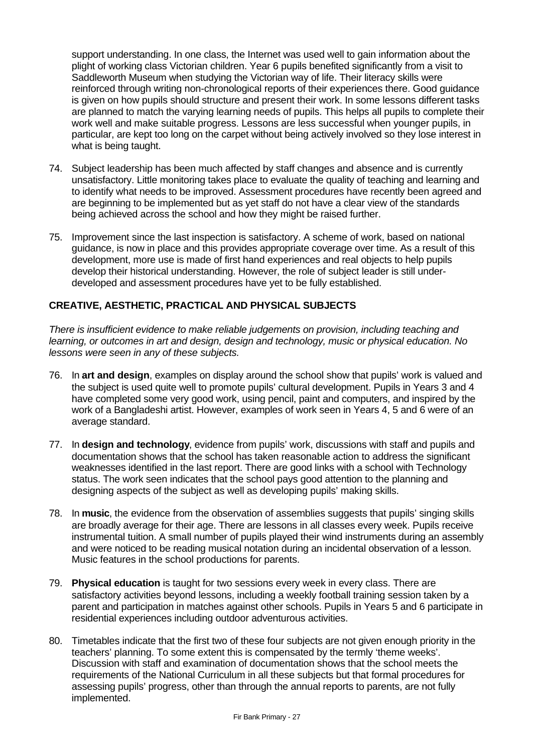support understanding. In one class, the Internet was used well to gain information about the plight of working class Victorian children. Year 6 pupils benefited significantly from a visit to Saddleworth Museum when studying the Victorian way of life. Their literacy skills were reinforced through writing non-chronological reports of their experiences there. Good guidance is given on how pupils should structure and present their work. In some lessons different tasks are planned to match the varying learning needs of pupils. This helps all pupils to complete their work well and make suitable progress. Lessons are less successful when younger pupils, in particular, are kept too long on the carpet without being actively involved so they lose interest in what is being taught.

74. Subject leadership has been much affected by staff changes and absence and is currently unsatisfactory. Little monitoring takes place to evaluate the quality of teaching and learning and to identify what needs to be improved. Assessment procedures have recently been agreed and are beginning to be implemented but as yet staff do not have a clear view of the standards being achieved across the school and how they might be raised further.

75. Improvement since the last inspection is satisfactory. A scheme of work, based on national guidance, is now in place and this provides appropriate coverage over time. As a result of this development, more use is made of first hand experiences and real objects to help pupils develop their historical understanding. However, the role of subject leader is still under-developed and assessment procedures have yet to be fully established.

## CREATIVE, AESTHETIC, PRACTICAL AND PHYSICAL SUBJECTS

*There is insufficient evidence to make reliable judgements on provision, including teaching and learning, or outcomes in art and design, design and technology, music or physical education. No lessons were seen in any of these subjects.*

76. In **art and design**, examples on display around the school show that pupils' work is valued and the subject is used quite well to promote pupils' cultural development. Pupils in Years 3 and 4 have completed some very good work, using pencil, paint and computers, and inspired by the work of a Bangladeshi artist. However, examples of work seen in Years 4, 5 and 6 were of an average standard.

77. In **design and technology**, evidence from pupils' work, discussions with staff and pupils and documentation shows that the school has taken reasonable action to address the significant weaknesses identified in the last report. There are good links with a school with Technology status. The work seen indicates that the school pays good attention to the planning and designing aspects of the subject as well as developing pupils' making skills.

78. In **music**, the evidence from the observation of assemblies suggests that pupils' singing skills are broadly average for their age. There are lessons in all classes every week. Pupils receive instrumental tuition. A small number of pupils played their wind instruments during an assembly and were noticed to be reading musical notation during an incidental observation of a lesson. Music features in the school productions for parents.

79. **Physical education** is taught for two sessions every week in every class. There are satisfactory activities beyond lessons, including a weekly football training session taken by a parent and participation in matches against other schools. Pupils in Years 5 and 6 participate in residential experiences including outdoor adventurous activities.

80. Timetables indicate that the first two of these four subjects are not given enough priority in the teachers' planning. To some extent this is compensated by the termly 'theme weeks'. Discussion with staff and examination of documentation shows that the school meets the requirements of the National Curriculum in all these subjects but that formal procedures for assessing pupils' progress, other than through the annual reports to parents, are not fully implemented.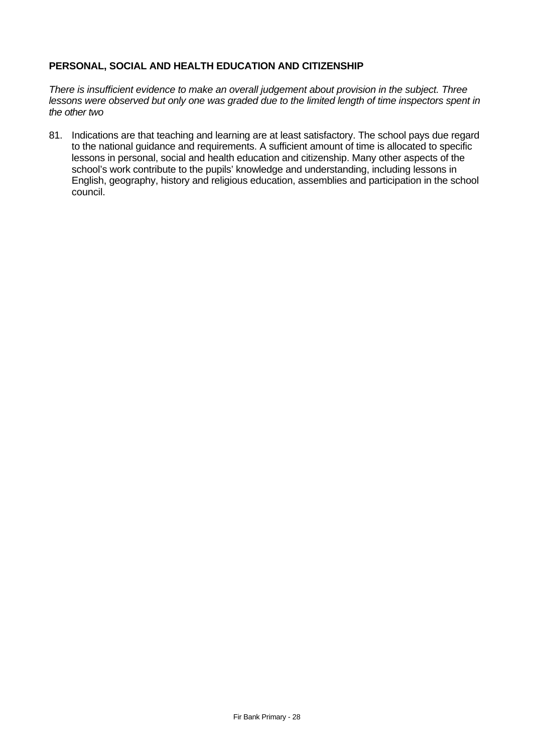**PERSONAL, SOCIAL AND HEALTH EDUCATION AND CITIZENSHIP**

*There is insufficient evidence to make an overall judgement about provision in the subject. Three lessons were observed but only one was graded due to the limited length of time inspectors spent in the other two*

81. Indications are that teaching and learning are at least satisfactory. The school pays due regard to the national guidance and requirements. A sufficient amount of time is allocated to specific lessons in personal, social and health education and citizenship. Many other aspects of the school's work contribute to the pupils' knowledge and understanding, including lessons in English, geography, history and religious education, assemblies and participation in the school council.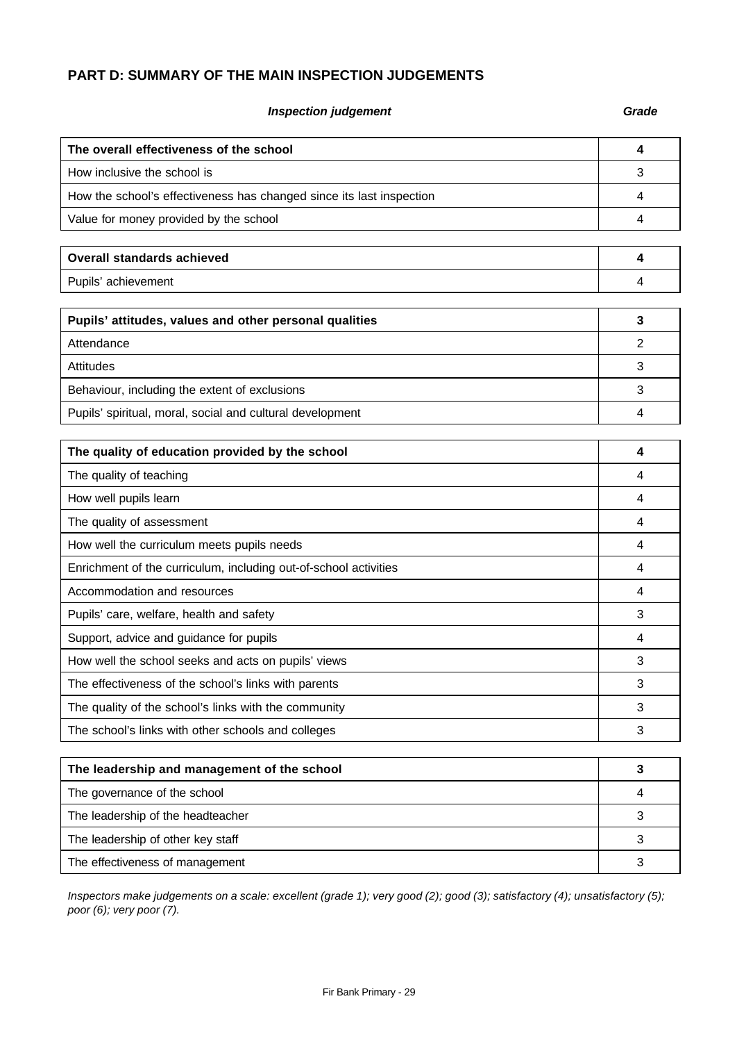## PART D: SUMMARY OF THE MAIN INSPECTION JUDGEMENTS

| *Inspection judgement* | *Grade* |
|---|---|
| **The overall effectiveness of the school** | **4** |
| How inclusive the school is | 3 |
| How the school's effectiveness has changed since its last inspection | 4 |
| Value for money provided by the school | 4 |
| **Overall standards achieved** | **4** |
| Pupils' achievement | 4 |
| **Pupils' attitudes, values and other personal qualities** | **3** |
| Attendance | 2 |
| Attitudes | 3 |
| Behaviour, including the extent of exclusions | 3 |
| Pupils' spiritual, moral, social and cultural development | 4 |
| **The quality of education provided by the school** | **4** |
| The quality of teaching | 4 |
| How well pupils learn | 4 |
| The quality of assessment | 4 |
| How well the curriculum meets pupils needs | 4 |
| Enrichment of the curriculum, including out-of-school activities | 4 |
| Accommodation and resources | 4 |
| Pupils' care, welfare, health and safety | 3 |
| Support, advice and guidance for pupils | 4 |
| How well the school seeks and acts on pupils' views | 3 |
| The effectiveness of the school's links with parents | 3 |
| The quality of the school's links with the community | 3 |
| The school's links with other schools and colleges | 3 |
| **The leadership and management of the school** | **3** |
| The governance of the school | 4 |
| The leadership of the headteacher | 3 |
| The leadership of other key staff | 3 |
| The effectiveness of management | 3 |

*Inspectors make judgements on a scale: excellent (grade 1); very good (2); good (3); satisfactory (4); unsatisfactory (5); poor (6); very poor (7).*